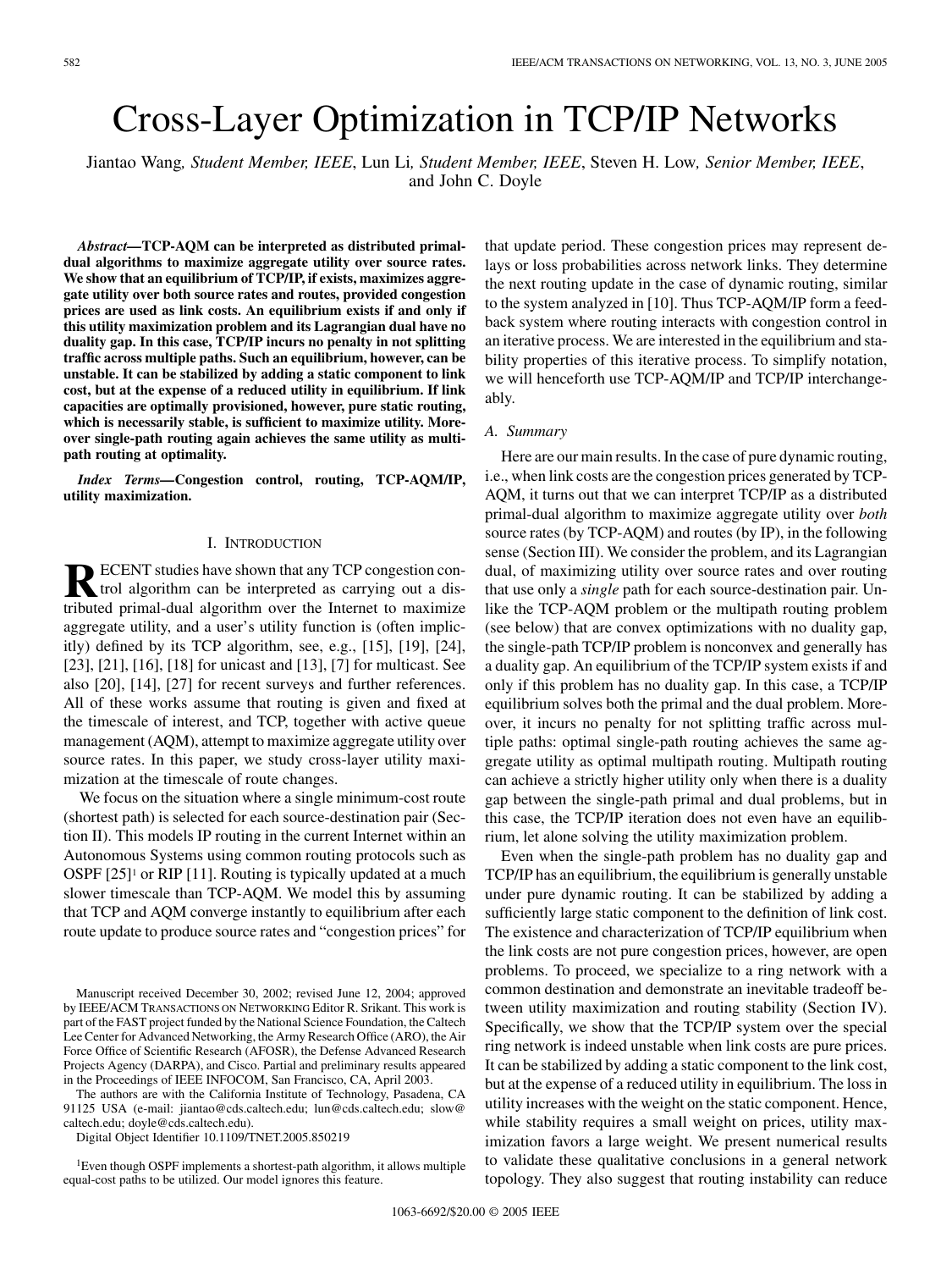# Cross-Layer Optimization in TCP/IP Networks

Jiantao Wang, *Student Member, IEEE*, Lun Li, *Student Member, IEEE*, Steven H. Low, *Senior Member, IEEE*, and John C. Doyle

***Abstract*—TCP-AQM can be interpreted as distributed primal-dual algorithms to maximize aggregate utility over source rates. We show that an equilibrium of TCP/IP, if exists, maximizes aggregate utility over both source rates and routes, provided congestion prices are used as link costs. An equilibrium exists if and only if this utility maximization problem and its Lagrangian dual have no duality gap. In this case, TCP/IP incurs no penalty in not splitting traffic across multiple paths. Such an equilibrium, however, can be unstable. It can be stabilized by adding a static component to link cost, but at the expense of a reduced utility in equilibrium. If link capacities are optimally provisioned, however, pure static routing, which is necessarily stable, is sufficient to maximize utility. Moreover single-path routing again achieves the same utility as multipath routing at optimality.**

***Index Terms*—Congestion control, routing, TCP-AQM/IP, utility maximization.**

## I. Introduction

Recent studies have shown that any TCP congestion control algorithm can be interpreted as carrying out a distributed primal-dual algorithm over the Internet to maximize aggregate utility, and a user's utility function is (often implicitly) defined by its TCP algorithm, see, e.g., [15], [19], [24], [23], [21], [16], [18] for unicast and [13], [7] for multicast. See also [20], [14], [27] for recent surveys and further references. All of these works assume that routing is given and fixed at the timescale of interest, and TCP, together with active queue management (AQM), attempt to maximize aggregate utility over source rates. In this paper, we study cross-layer utility maximization at the timescale of route changes.

We focus on the situation where a single minimum-cost route (shortest path) is selected for each source-destination pair (Section II). This models IP routing in the current Internet within an Autonomous Systems using common routing protocols such as OSPF [25][1] or RIP [11]. Routing is typically updated at a much slower timescale than TCP-AQM. We model this by assuming that TCP and AQM converge instantly to equilibrium after each route update to produce source rates and "congestion prices" for that update period. These congestion prices may represent delays or loss probabilities across network links. They determine the next routing update in the case of dynamic routing, similar to the system analyzed in [10]. Thus TCP-AQM/IP form a feedback system where routing interacts with congestion control in an iterative process. We are interested in the equilibrium and stability properties of this iterative process. To simplify notation, we will henceforth use TCP-AQM/IP and TCP/IP interchangeably.

### A. Summary

Here are our main results. In the case of pure dynamic routing, i.e., when link costs are the congestion prices generated by TCP-AQM, it turns out that we can interpret TCP/IP as a distributed primal-dual algorithm to maximize aggregate utility over *both* source rates (by TCP-AQM) and routes (by IP), in the following sense (Section III). We consider the problem, and its Lagrangian dual, of maximizing utility over source rates and over routing that use only a *single* path for each source-destination pair. Unlike the TCP-AQM problem or the multipath routing problem (see below) that are convex optimizations with no duality gap, the single-path TCP/IP problem is nonconvex and generally has a duality gap. An equilibrium of the TCP/IP system exists if and only if this problem has no duality gap. In this case, a TCP/IP equilibrium solves both the primal and the dual problem. Moreover, it incurs no penalty for not splitting traffic across multiple paths: optimal single-path routing achieves the same aggregate utility as optimal multipath routing. Multipath routing can achieve a strictly higher utility only when there is a duality gap between the single-path primal and dual problems, but in this case, the TCP/IP iteration does not even have an equilibrium, let alone solving the utility maximization problem.

Even when the single-path problem has no duality gap and TCP/IP has an equilibrium, the equilibrium is generally unstable under pure dynamic routing. It can be stabilized by adding a sufficiently large static component to the definition of link cost. The existence and characterization of TCP/IP equilibrium when the link costs are not pure congestion prices, however, are open problems. To proceed, we specialize to a ring network with a common destination and demonstrate an inevitable tradeoff between utility maximization and routing stability (Section IV). Specifically, we show that the TCP/IP system over the special ring network is indeed unstable when link costs are pure prices. It can be stabilized by adding a static component to the link cost, but at the expense of a reduced utility in equilibrium. The loss in utility increases with the weight on the static component. Hence, while stability requires a small weight on prices, utility maximization favors a large weight. We present numerical results to validate these qualitative conclusions in a general network topology. They also suggest that routing instability can reduce

Manuscript received December 30, 2002; revised June 12, 2004; approved by IEEE/ACM Transactions on Networking Editor R. Srikant. This work is part of the FAST project funded by the National Science Foundation, the Caltech Lee Center for Advanced Networking, the Army Research Office (ARO), the Air Force Office of Scientific Research (AFOSR), the Defense Advanced Research Projects Agency (DARPA), and Cisco. Partial and preliminary results appeared in the Proceedings of IEEE INFOCOM, San Francisco, CA, April 2003.

The authors are with the California Institute of Technology, Pasadena, CA 91125 USA (e-mail: jiantao@cds.caltech.edu; lun@cds.caltech.edu; slow@caltech.edu; doyle@cds.caltech.edu).

Digital Object Identifier 10.1109/TNET.2005.850219

[1] Even though OSPF implements a shortest-path algorithm, it allows multiple equal-cost paths to be utilized. Our model ignores this feature.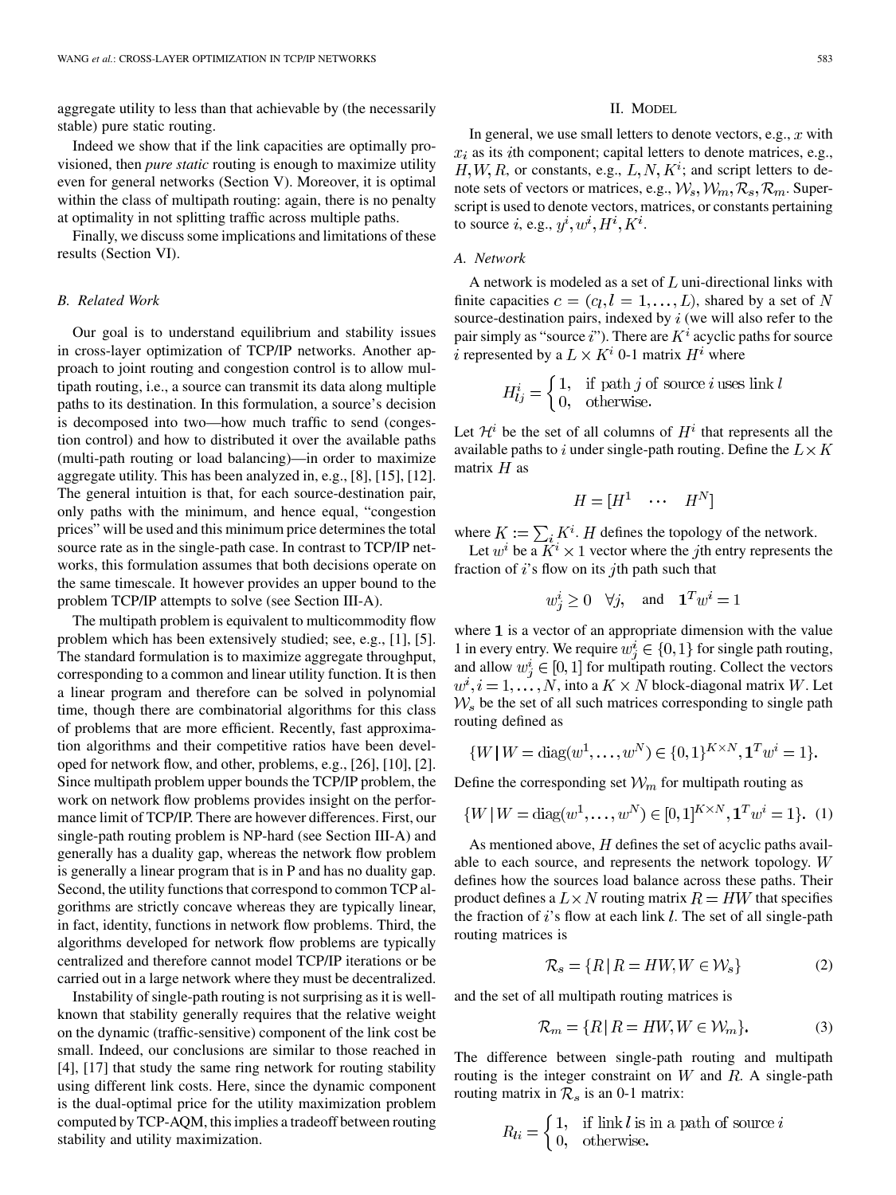aggregate utility to less than that achievable by (the necessarily stable) pure static routing.

Indeed we show that if the link capacities are optimally provisioned, then *pure static* routing is enough to maximize utility even for general networks (Section V). Moreover, it is optimal within the class of multipath routing: again, there is no penalty at optimality in not splitting traffic across multiple paths.

Finally, we discuss some implications and limitations of these results (Section VI).

### B. Related Work

Our goal is to understand equilibrium and stability issues in cross-layer optimization of TCP/IP networks. Another approach to joint routing and congestion control is to allow multipath routing, i.e., a source can transmit its data along multiple paths to its destination. In this formulation, a source's decision is decomposed into two—how much traffic to send (congestion control) and how to distributed it over the available paths (multi-path routing or load balancing)—in order to maximize aggregate utility. This has been analyzed in, e.g., [8], [15], [12]. The general intuition is that, for each source-destination pair, only paths with the minimum, and hence equal, "congestion prices" will be used and this minimum price determines the total source rate as in the single-path case. In contrast to TCP/IP networks, this formulation assumes that both decisions operate on the same timescale. It however provides an upper bound to the problem TCP/IP attempts to solve (see Section III-A).

The multipath problem is equivalent to multicommodity flow problem which has been extensively studied; see, e.g., [1], [5]. The standard formulation is to maximize aggregate throughput, corresponding to a common and linear utility function. It is then a linear program and therefore can be solved in polynomial time, though there are combinatorial algorithms for this class of problems that are more efficient. Recently, fast approximation algorithms and their competitive ratios have been developed for network flow, and other, problems, e.g., [26], [10], [2]. Since multipath problem upper bounds the TCP/IP problem, the work on network flow problems provides insight on the performance limit of TCP/IP. There are however differences. First, our single-path routing problem is NP-hard (see Section III-A) and generally has a duality gap, whereas the network flow problem is generally a linear program that is in P and has no duality gap. Second, the utility functions that correspond to common TCP algorithms are strictly concave whereas they are typically linear, in fact, identity, functions in network flow problems. Third, the algorithms developed for network flow problems are typically centralized and therefore cannot model TCP/IP iterations or be carried out in a large network where they must be decentralized.

Instability of single-path routing is not surprising as it is well-known that stability generally requires that the relative weight on the dynamic (traffic-sensitive) component of the link cost be small. Indeed, our conclusions are similar to those reached in [4], [17] that study the same ring network for routing stability using different link costs. Here, since the dynamic component is the dual-optimal price for the utility maximization problem computed by TCP-AQM, this implies a tradeoff between routing stability and utility maximization.

## II. Model

In general, we use small letters to denote vectors, e.g., $x$ with $x_i$ as its $i$th component; capital letters to denote matrices, e.g., $H, W, R$, or constants, e.g., $L, N, K^i$; and script letters to denote sets of vectors or matrices, e.g., $\mathcal{W}_s, \mathcal{W}_m, \mathcal{R}_s, \mathcal{R}_m$. Superscript is used to denote vectors, matrices, or constants pertaining to source $i$, e.g., $y^i, w^i, H^i, K^i$.

### A. Network

A network is modeled as a set of $L$ uni-directional links with finite capacities $c = (c_l, l = 1, \ldots, L)$, shared by a set of $N$ source-destination pairs, indexed by $i$ (we will also refer to the pair simply as "source $i$"). There are $K^i$ acyclic paths for source $i$ represented by a $L \times K^i$ 0-1 matrix $H^i$ where

$$H^i_{lj} = \begin{cases} 1, & \text{if path } j \text{ of source } i \text{ uses link } l \\ 0, & \text{otherwise.} \end{cases}$$

Let $\mathcal{H}^i$ be the set of all columns of $H^i$ that represents all the available paths to $i$ under single-path routing. Define the $L \times K$ matrix $H$ as

$$H = [H^1 \quad \cdots \quad H^N]$$

where $K := \sum_i K^i$. $H$ defines the topology of the network.

Let $w^i$ be a $K^i \times 1$ vector where the $j$th entry represents the fraction of $i$'s flow on its $j$th path such that

$$w^i_j \geq 0 \quad \forall j, \quad \text{and} \quad \mathbf{1}^T w^i = 1$$

where $\mathbf{1}$ is a vector of an appropriate dimension with the value 1 in every entry. We require $w^i_j \in \{0, 1\}$ for single path routing, and allow $w^i_j \in [0, 1]$ for multipath routing. Collect the vectors $w^i, i = 1, \ldots, N$, into a $K \times N$ block-diagonal matrix $W$. Let $\mathcal{W}_s$ be the set of all such matrices corresponding to single path routing defined as

$$\{W \,|\, W = \operatorname{diag}(w^1, \ldots, w^N) \in \{0,1\}^{K \times N}, \mathbf{1}^T w^i = 1\}.$$

Define the corresponding set $\mathcal{W}_m$ for multipath routing as

$$\{W \,|\, W = \operatorname{diag}(w^1, \ldots, w^N) \in [0,1]^{K \times N}, \mathbf{1}^T w^i = 1\}. \quad (1)$$

As mentioned above, $H$ defines the set of acyclic paths available to each source, and represents the network topology. $W$ defines how the sources load balance across these paths. Their product defines a $L \times N$ routing matrix $R = HW$ that specifies the fraction of $i$'s flow at each link $l$. The set of all single-path routing matrices is

$$\mathcal{R}_s = \{R \,|\, R = HW, W \in \mathcal{W}_s\} \quad (2)$$

and the set of all multipath routing matrices is

$$\mathcal{R}_m = \{R \,|\, R = HW, W \in \mathcal{W}_m\}. \quad (3)$$

The difference between single-path routing and multipath routing is the integer constraint on $W$ and $R$. A single-path routing matrix in $\mathcal{R}_s$ is an 0-1 matrix:

$$R_{li} = \begin{cases} 1, & \text{if link } l \text{ is in a path of source } i \\ 0, & \text{otherwise.} \end{cases}$$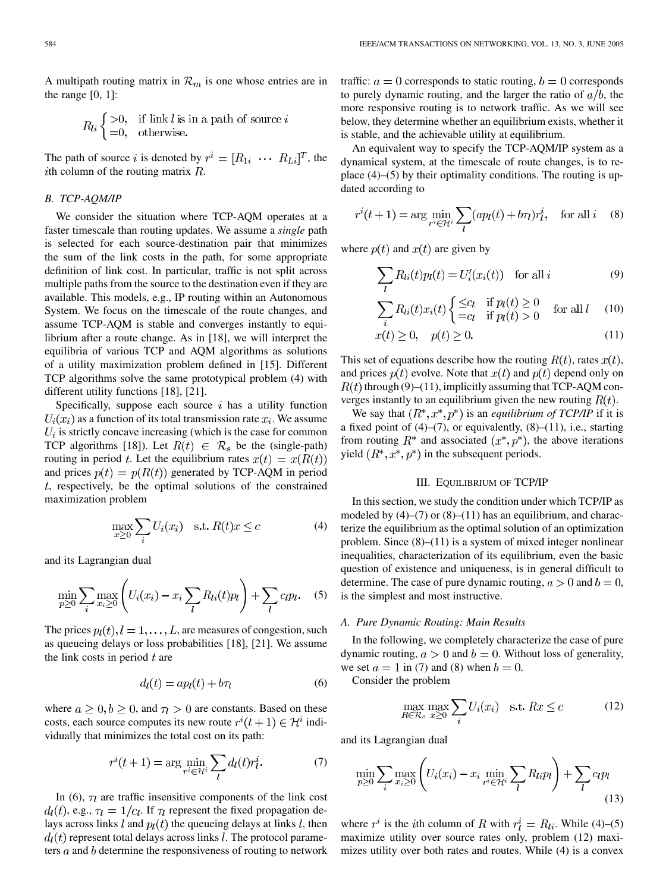A multipath routing matrix in $\mathcal{R}_m$ is one whose entries are in the range [0, 1]:

$$R_{li} \begin{cases} >0, & \text{if link } l \text{ is in a path of source } i \\ =0, & \text{otherwise.} \end{cases}$$

The path of source $i$ is denoted by $r^i = [R_{1i} \ \cdots \ R_{Li}]^T$, the $i$th column of the routing matrix $R$.

### B. TCP-AQM/IP

We consider the situation where TCP-AQM operates at a faster timescale than routing updates. We assume a *single* path is selected for each source-destination pair that minimizes the sum of the link costs in the path, for some appropriate definition of link cost. In particular, traffic is not split across multiple paths from the source to the destination even if they are available. This models, e.g., IP routing within an Autonomous System. We focus on the timescale of the route changes, and assume TCP-AQM is stable and converges instantly to equilibrium after a route change. As in [18], we will interpret the equilibria of various TCP and AQM algorithms as solutions of a utility maximization problem defined in [15]. Different TCP algorithms solve the same prototypical problem (4) with different utility functions [18], [21].

Specifically, suppose each source $i$ has a utility function $U_i(x_i)$ as a function of its total transmission rate $x_i$. We assume $U_i$ is strictly concave increasing (which is the case for common TCP algorithms [18]). Let $R(t) \in \mathcal{R}_s$ be the (single-path) routing in period $t$. Let the equilibrium rates $x(t) = x(R(t))$ and prices $p(t) = p(R(t))$ generated by TCP-AQM in period $t$, respectively, be the optimal solutions of the constrained maximization problem

$$\max_{x \geq 0} \sum_i U_i(x_i) \quad \text{s.t. } R(t)x \leq c \tag{4}$$

and its Lagrangian dual

$$\min_{p \geq 0} \sum_i \max_{x_i \geq 0} \left( U_i(x_i) - x_i \sum_l R_{li}(t) p_l \right) + \sum_l c_l p_l. \tag{5}$$

The prices $p_l(t), l = 1, \ldots, L$, are measures of congestion, such as queueing delays or loss probabilities [18], [21]. We assume the link costs in period $t$ are

$$d_l(t) = a p_l(t) + b \tau_l \tag{6}$$

where $a \geq 0, b \geq 0$, and $\tau_l > 0$ are constants. Based on these costs, each source computes its new route $r^i(t+1) \in \mathcal{H}^i$ individually that minimizes the total cost on its path:

$$r^i(t+1) = \arg\min_{r^i \in \mathcal{H}^i} \sum_l d_l(t) r_l^i. \tag{7}$$

In (6), $\tau_l$ are traffic insensitive components of the link cost $d_l(t)$, e.g., $\tau_l = 1/c_l$. If $\tau_l$ represent the fixed propagation delays across links $l$ and $p_l(t)$ the queueing delays at links $l$, then $d_l(t)$ represent total delays across links $l$. The protocol parameters $a$ and $b$ determine the responsiveness of routing to network traffic: $a = 0$ corresponds to static routing, $b = 0$ corresponds to purely dynamic routing, and the larger the ratio of $a/b$, the more responsive routing is to network traffic. As we will see below, they determine whether an equilibrium exists, whether it is stable, and the achievable utility at equilibrium.

An equivalent way to specify the TCP-AQM/IP system as a dynamical system, at the timescale of route changes, is to replace (4)–(5) by their optimality conditions. The routing is updated according to

$$r^i(t+1) = \arg\min_{r^i \in \mathcal{H}^i} \sum_l (a p_l(t) + b \tau_l) r_l^i, \quad \text{for all } i \tag{8}$$

where $p(t)$ and $x(t)$ are given by

$$\sum_l R_{li}(t) p_l(t) = U_i'(x_i(t)) \quad \text{for all } i \tag{9}$$

$$\sum_i R_{li}(t) x_i(t) \begin{cases} \leq c_l & \text{if } p_l(t) \geq 0 \\ = c_l & \text{if } p_l(t) > 0 \end{cases} \quad \text{for all } l \tag{10}$$

$$x(t) \geq 0, \quad p(t) \geq 0. \tag{11}$$

This set of equations describe how the routing $R(t)$, rates $x(t)$, and prices $p(t)$ evolve. Note that $x(t)$ and $p(t)$ depend only on $R(t)$ through (9)–(11), implicitly assuming that TCP-AQM converges instantly to an equilibrium given the new routing $R(t)$.

We say that $(R^*, x^*, p^*)$ is an *equilibrium of TCP/IP* if it is a fixed point of (4)–(7), or equivalently, (8)–(11), i.e., starting from routing $R^*$ and associated $(x^*, p^*)$, the above iterations yield $(R^*, x^*, p^*)$ in the subsequent periods.

## III. Equilibrium of TCP/IP

In this section, we study the condition under which TCP/IP as modeled by (4)–(7) or (8)–(11) has an equilibrium, and characterize the equilibrium as the optimal solution of an optimization problem. Since (8)–(11) is a system of mixed integer nonlinear inequalities, characterization of its equilibrium, even the basic question of existence and uniqueness, is in general difficult to determine. The case of pure dynamic routing, $a > 0$ and $b = 0$, is the simplest and most instructive.

### A. Pure Dynamic Routing: Main Results

In the following, we completely characterize the case of pure dynamic routing, $a > 0$ and $b = 0$. Without loss of generality, we set $a = 1$ in (7) and (8) when $b = 0$.

Consider the problem

$$\max_{R \in \mathcal{R}_s} \max_{x \geq 0} \sum_i U_i(x_i) \quad \text{s.t. } Rx \leq c \tag{12}$$

and its Lagrangian dual

$$\min_{p \geq 0} \sum_i \max_{x_i \geq 0} \left( U_i(x_i) - x_i \min_{r^i \in \mathcal{H}^i} \sum_l R_{li} p_l \right) + \sum_l c_l p_l \tag{13}$$

where $r^i$ is the $i$th column of $R$ with $r_l^i = R_{li}$. While (4)–(5) maximize utility over source rates only, problem (12) maximizes utility over both rates and routes. While (4) is a convex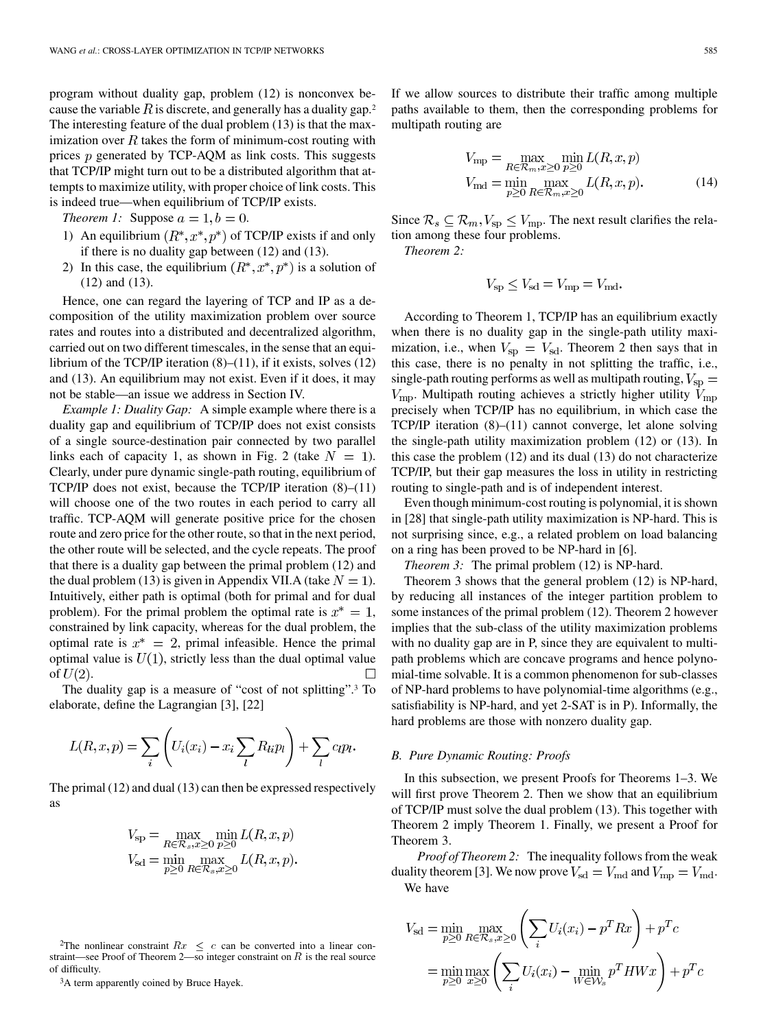program without duality gap, problem (12) is nonconvex because the variable $R$ is discrete, and generally has a duality gap.[2] The interesting feature of the dual problem (13) is that the maximization over $R$ takes the form of minimum-cost routing with prices $p$ generated by TCP-AQM as link costs. This suggests that TCP/IP might turn out to be a distributed algorithm that attempts to maximize utility, with proper choice of link costs. This is indeed true—when equilibrium of TCP/IP exists.

*Theorem 1:* Suppose $a = 1, b = 0$.

1) An equilibrium $(R^*, x^*, p^*)$ of TCP/IP exists if and only if there is no duality gap between (12) and (13).
2) In this case, the equilibrium $(R^*, x^*, p^*)$ is a solution of (12) and (13).

Hence, one can regard the layering of TCP and IP as a decomposition of the utility maximization problem over source rates and routes into a distributed and decentralized algorithm, carried out on two different timescales, in the sense that an equilibrium of the TCP/IP iteration (8)–(11), if it exists, solves (12) and (13). An equilibrium may not exist. Even if it does, it may not be stable—an issue we address in Section IV.

*Example 1: Duality Gap:* A simple example where there is a duality gap and equilibrium of TCP/IP does not exist consists of a single source-destination pair connected by two parallel links each of capacity 1, as shown in Fig. 2 (take $N = 1$). Clearly, under pure dynamic single-path routing, equilibrium of TCP/IP does not exist, because the TCP/IP iteration (8)–(11) will choose one of the two routes in each period to carry all traffic. TCP-AQM will generate positive price for the chosen route and zero price for the other route, so that in the next period, the other route will be selected, and the cycle repeats. The proof that there is a duality gap between the primal problem (12) and the dual problem (13) is given in Appendix VII.A (take $N = 1$). Intuitively, either path is optimal (both for primal and for dual problem). For the primal problem the optimal rate is $x^* = 1$, constrained by link capacity, whereas for the dual problem, the optimal rate is $x^* = 2$, primal infeasible. Hence the primal optimal value is $U(1)$, strictly less than the dual optimal value of $U(2)$. □

The duality gap is a measure of "cost of not splitting".[3] To elaborate, define the Lagrangian [3], [22]

$$L(R, x, p) = \sum_i \left( U_i(x_i) - x_i \sum_l R_{li} p_l \right) + \sum_l c_l p_l.$$

The primal (12) and dual (13) can then be expressed respectively as

$$V_{\text{sp}} = \max_{R \in \mathcal{R}_s, x \geq 0} \min_{p \geq 0} L(R, x, p)$$
$$V_{\text{sd}} = \min_{p \geq 0} \max_{R \in \mathcal{R}_s, x \geq 0} L(R, x, p).$$

If we allow sources to distribute their traffic among multiple paths available to them, then the corresponding problems for multipath routing are

$$V_{\text{mp}} = \max_{R \in \mathcal{R}_m, x \geq 0} \min_{p \geq 0} L(R, x, p)$$
$$V_{\text{md}} = \min_{p \geq 0} \max_{R \in \mathcal{R}_m, x \geq 0} L(R, x, p). \tag{14}$$

Since $\mathcal{R}_s \subseteq \mathcal{R}_m, V_{\text{sp}} \leq V_{\text{mp}}$. The next result clarifies the relation among these four problems.

*Theorem 2:*

$$V_{\text{sp}} \leq V_{\text{sd}} = V_{\text{mp}} = V_{\text{md}}.$$

According to Theorem 1, TCP/IP has an equilibrium exactly when there is no duality gap in the single-path utility maximization, i.e., when $V_{\text{sp}} = V_{\text{sd}}$. Theorem 2 then says that in this case, there is no penalty in not splitting the traffic, i.e., single-path routing performs as well as multipath routing, $V_{\text{sp}} = V_{\text{mp}}$. Multipath routing achieves a strictly higher utility $V_{\text{mp}}$ precisely when TCP/IP has no equilibrium, in which case the TCP/IP iteration (8)–(11) cannot converge, let alone solving the single-path utility maximization problem (12) or (13). In this case the problem (12) and its dual (13) do not characterize TCP/IP, but their gap measures the loss in utility in restricting routing to single-path and is of independent interest.

Even though minimum-cost routing is polynomial, it is shown in [28] that single-path utility maximization is NP-hard. This is not surprising since, e.g., a related problem on load balancing on a ring has been proved to be NP-hard in [6].

*Theorem 3:* The primal problem (12) is NP-hard.

Theorem 3 shows that the general problem (12) is NP-hard, by reducing all instances of the integer partition problem to some instances of the primal problem (12). Theorem 2 however implies that the sub-class of the utility maximization problems with no duality gap are in P, since they are equivalent to multipath problems which are concave programs and hence polynomial-time solvable. It is a common phenomenon for sub-classes of NP-hard problems to have polynomial-time algorithms (e.g., satisfiability is NP-hard, and yet 2-SAT is in P). Informally, the hard problems are those with nonzero duality gap.

### B. Pure Dynamic Routing: Proofs

In this subsection, we present Proofs for Theorems 1–3. We will first prove Theorem 2. Then we show that an equilibrium of TCP/IP must solve the dual problem (13). This together with Theorem 2 imply Theorem 1. Finally, we present a Proof for Theorem 3.

*Proof of Theorem 2:* The inequality follows from the weak duality theorem [3]. We now prove $V_{\text{sd}} = V_{\text{md}}$ and $V_{\text{mp}} = V_{\text{md}}$. We have

$$V_{\text{sd}} = \min_{p \geq 0} \max_{R \in \mathcal{R}_s, x \geq 0} \left( \sum_i U_i(x_i) - p^T R x \right) + p^T c$$
$$= \min_{p \geq 0} \max_{x \geq 0} \left( \sum_i U_i(x_i) - \min_{W \in \mathcal{W}_s} p^T H W x \right) + p^T c$$

[2] The nonlinear constraint $Rx \leq c$ can be converted into a linear constraint—see Proof of Theorem 2—so integer constraint on $R$ is the real source of difficulty.

[3] A term apparently coined by Bruce Hayek.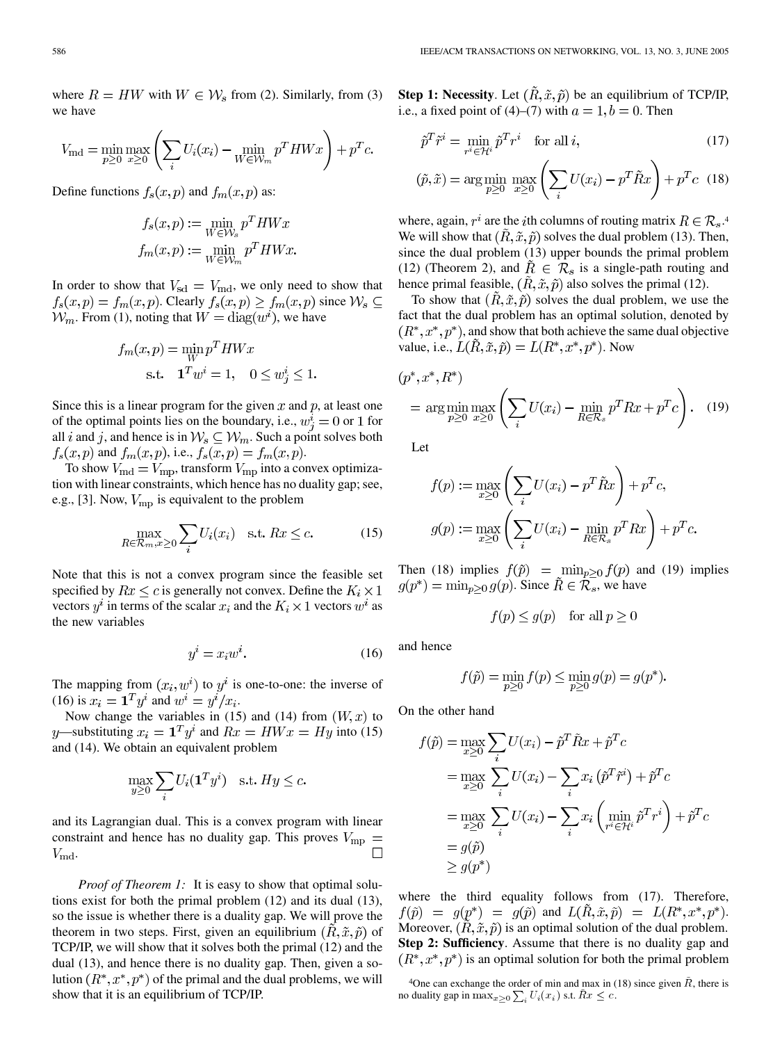where $R = HW$ with $W \in \mathcal{W}_s$ from (2). Similarly, from (3) we have

$$V_{\rm md} = \min_{p\geq 0} \max_{x\geq 0} \left( \sum_i U_i(x_i) - \min_{W\in\mathcal{W}_m} p^T HWx \right) + p^T c.$$

Define functions $f_s(x,p)$ and $f_m(x,p)$ as:

$$f_s(x,p) := \min_{W\in\mathcal{W}_s} p^T HWx$$
$$f_m(x,p) := \min_{W\in\mathcal{W}_m} p^T HWx.$$

In order to show that $V_{\rm sd} = V_{\rm md}$, we only need to show that $f_s(x,p) = f_m(x,p)$. Clearly $f_s(x,p) \geq f_m(x,p)$ since $\mathcal{W}_s \subseteq \mathcal{W}_m$. From (1), noting that $W = \mathrm{diag}(w^i)$, we have

$$f_m(x,p) = \min_W p^T HWx$$
$$\text{s.t.} \quad \mathbf{1}^T w^i = 1, \quad 0 \leq w^i_j \leq 1.$$

Since this is a linear program for the given $x$ and $p$, at least one of the optimal points lies on the boundary, i.e., $w^i_j = 0$ or $1$ for all $i$ and $j$, and hence is in $\mathcal{W}_s \subseteq \mathcal{W}_m$. Such a point solves both $f_s(x,p)$ and $f_m(x,p)$, i.e., $f_s(x,p) = f_m(x,p)$.

To show $V_{\rm md} = V_{\rm mp}$, transform $V_{\rm mp}$ into a convex optimization with linear constraints, which hence has no duality gap; see, e.g., [3]. Now, $V_{\rm mp}$ is equivalent to the problem

$$\max_{R\in\mathcal{R}_m, x\geq 0} \sum_i U_i(x_i) \quad \text{s.t. } Rx \leq c. \tag{15}$$

Note that this is not a convex program since the feasible set specified by $Rx \leq c$ is generally not convex. Define the $K_i \times 1$ vectors $y^i$ in terms of the scalar $x_i$ and the $K_i \times 1$ vectors $w^i$ as the new variables

$$y^i = x_i w^i. \tag{16}$$

The mapping from $(x_i, w^i)$ to $y^i$ is one-to-one: the inverse of (16) is $x_i = \mathbf{1}^T y^i$ and $w^i = y^i / x_i$.

Now change the variables in (15) and (14) from $(W, x)$ to $y$—substituting $x_i = \mathbf{1}^T y^i$ and $Rx = HWx = Hy$ into (15) and (14). We obtain an equivalent problem

$$\max_{y\geq 0} \sum_i U_i(\mathbf{1}^T y^i) \quad \text{s.t. } Hy \leq c.$$

and its Lagrangian dual. This is a convex program with linear constraint and hence has no duality gap. This proves $V_{\rm mp} = V_{\rm md}$. $\square$

*Proof of Theorem 1:* It is easy to show that optimal solutions exist for both the primal problem (12) and its dual (13), so the issue is whether there is a duality gap. We will prove the theorem in two steps. First, given an equilibrium $(\tilde{R}, \tilde{x}, \tilde{p})$ of TCP/IP, we will show that it solves both the primal (12) and the dual (13), and hence there is no duality gap. Then, given a solution $(R^*, x^*, p^*)$ of the primal and the dual problems, we will show that it is an equilibrium of TCP/IP.

**Step 1: Necessity**. Let $(\tilde{R}, \tilde{x}, \tilde{p})$ be an equilibrium of TCP/IP, i.e., a fixed point of (4)–(7) with $a = 1, b = 0$. Then

$$\tilde{p}^T \tilde{r}^i = \min_{r^i \in \mathcal{H}^i} \tilde{p}^T r^i \quad \text{for all } i, \tag{17}$$

$$(\tilde{p}, \tilde{x}) = \arg\min_{p\geq 0} \max_{x\geq 0} \left( \sum_i U(x_i) - p^T \tilde{R} x \right) + p^T c \tag{18}$$

where, again, $r^i$ are the $i$th columns of routing matrix $R \in \mathcal{R}_s$.[4] We will show that $(\tilde{R}, \tilde{x}, \tilde{p})$ solves the dual problem (13). Then, since the dual problem (13) upper bounds the primal problem (12) (Theorem 2), and $\tilde{R} \in \mathcal{R}_s$ is a single-path routing and hence primal feasible, $(\tilde{R}, \tilde{x}, \tilde{p})$ also solves the primal (12).

To show that $(\tilde{R}, \tilde{x}, \tilde{p})$ solves the dual problem, we use the fact that the dual problem has an optimal solution, denoted by $(R^*, x^*, p^*)$, and show that both achieve the same dual objective value, i.e., $L(\tilde{R}, \tilde{x}, \tilde{p}) = L(R^*, x^*, p^*)$. Now

$$(p^*, x^*, R^*) = \arg\min_{p\geq 0} \max_{x\geq 0} \left( \sum_i U(x_i) - \min_{R\in\mathcal{R}_s} p^T R x + p^T c \right). \tag{19}$$

Let

$$f(p) := \max_{x\geq 0} \left( \sum_i U(x_i) - p^T \tilde{R} x \right) + p^T c,$$
$$g(p) := \max_{x\geq 0} \left( \sum_i U(x_i) - \min_{R\in\mathcal{R}_s} p^T R x \right) + p^T c.$$

Then (18) implies $f(\tilde{p}) = \min_{p\geq 0} f(p)$ and (19) implies $g(p^*) = \min_{p\geq 0} g(p)$. Since $\tilde{R} \in \mathcal{R}_s$, we have

$$f(p) \leq g(p) \quad \text{for all } p \geq 0$$

and hence

$$f(\tilde{p}) = \min_{p\geq 0} f(p) \leq \min_{p\geq 0} g(p) = g(p^*).$$

On the other hand

$$\begin{aligned}
f(\tilde{p}) &= \max_{x\geq 0} \sum_i U(x_i) - \tilde{p}^T \tilde{R} x + \tilde{p}^T c \\
&= \max_{x\geq 0} \sum_i U(x_i) - \sum_i x_i \left( \tilde{p}^T \tilde{r}^i \right) + \tilde{p}^T c \\
&= \max_{x\geq 0} \sum_i U(x_i) - \sum_i x_i \left( \min_{r^i\in\mathcal{H}^i} \tilde{p}^T r^i \right) + \tilde{p}^T c \\
&= g(\tilde{p}) \\
&\geq g(p^*)
\end{aligned}$$

where the third equality follows from (17). Therefore, $f(\tilde{p}) = g(p^*) = g(\tilde{p})$ and $L(\tilde{R}, \tilde{x}, \tilde{p}) = L(R^*, x^*, p^*)$. Moreover, $(\tilde{R}, \tilde{x}, \tilde{p})$ is an optimal solution of the dual problem.

**Step 2: Sufficiency**. Assume that there is no duality gap and $(R^*, x^*, p^*)$ is an optimal solution for both the primal problem

[4] One can exchange the order of min and max in (18) since given $\tilde{R}$, there is no duality gap in $\max_{x\geq 0} \sum_i U_i(x_i)$ s.t. $\tilde{R}x \leq c$.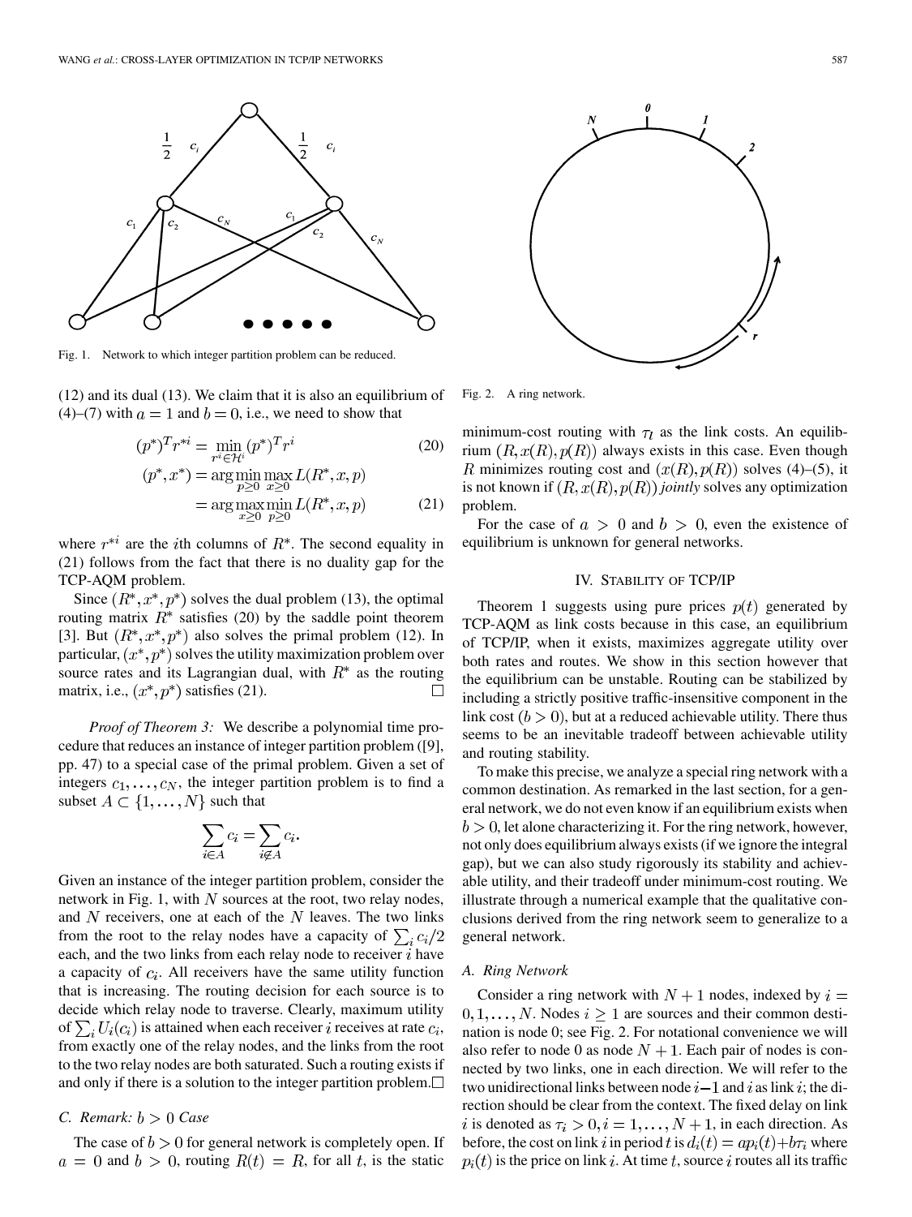Fig. 1. Network to which integer partition problem can be reduced.

(12) and its dual (13). We claim that it is also an equilibrium of (4)–(7) with $a = 1$ and $b = 0$, i.e., we need to show that

$$(p^*)^T r^{*i} = \min_{r^i \in \mathcal{H}^i} (p^*)^T r^i \tag{20}$$

$$(p^*, x^*) = \arg\min_{p \geq 0} \max_{x \geq 0} L(R^*, x, p)$$
$$= \arg\max_{x \geq 0} \min_{p \geq 0} L(R^*, x, p) \tag{21}$$

where $r^{*i}$ are the $i$th columns of $R^*$. The second equality in (21) follows from the fact that there is no duality gap for the TCP-AQM problem.

Since $(R^*, x^*, p^*)$ solves the dual problem (13), the optimal routing matrix $R^*$ satisfies (20) by the saddle point theorem [3]. But $(R^*, x^*, p^*)$ also solves the primal problem (12). In particular, $(x^*, p^*)$ solves the utility maximization problem over source rates and its Lagrangian dual, with $R^*$ as the routing matrix, i.e., $(x^*, p^*)$ satisfies (21). □

*Proof of Theorem 3:* We describe a polynomial time procedure that reduces an instance of integer partition problem ([9], pp. 47) to a special case of the primal problem. Given a set of integers $c_1, \ldots, c_N$, the integer partition problem is to find a subset $A \subset \{1, \ldots, N\}$ such that

$$\sum_{i \in A} c_i = \sum_{i \notin A} c_i.$$

Given an instance of the integer partition problem, consider the network in Fig. 1, with $N$ sources at the root, two relay nodes, and $N$ receivers, one at each of the $N$ leaves. The two links from the root to the relay nodes have a capacity of $\sum_i c_i/2$ each, and the two links from each relay node to receiver $i$ have a capacity of $c_i$. All receivers have the same utility function that is increasing. The routing decision for each source is to decide which relay node to traverse. Clearly, maximum utility of $\sum_i U_i(c_i)$ is attained when each receiver $i$ receives at rate $c_i$, from exactly one of the relay nodes, and the links from the root to the two relay nodes are both saturated. Such a routing exists if and only if there is a solution to the integer partition problem. □

### C. Remark: $b > 0$ Case

The case of $b > 0$ for general network is completely open. If $a = 0$ and $b > 0$, routing $R(t) = R$, for all $t$, is the static minimum-cost routing with $\tau_l$ as the link costs. An equilibrium $(R, x(R), p(R))$ always exists in this case. Even though $R$ minimizes routing cost and $(x(R), p(R))$ solves (4)–(5), it is not known if $(R, x(R), p(R))$ *jointly* solves any optimization problem.

For the case of $a > 0$ and $b > 0$, even the existence of equilibrium is unknown for general networks.

Fig. 2. A ring network.

## IV. Stability of TCP/IP

Theorem 1 suggests using pure prices $p(t)$ generated by TCP-AQM as link costs because in this case, an equilibrium of TCP/IP, when it exists, maximizes aggregate utility over both rates and routes. We show in this section however that the equilibrium can be unstable. Routing can be stabilized by including a strictly positive traffic-insensitive component in the link cost ($b > 0$), but at a reduced achievable utility. There thus seems to be an inevitable tradeoff between achievable utility and routing stability.

To make this precise, we analyze a special ring network with a common destination. As remarked in the last section, for a general network, we do not even know if an equilibrium exists when $b > 0$, let alone characterizing it. For the ring network, however, not only does equilibrium always exists (if we ignore the integral gap), but we can also study rigorously its stability and achievable utility, and their tradeoff under minimum-cost routing. We illustrate through a numerical example that the qualitative conclusions derived from the ring network seem to generalize to a general network.

### A. Ring Network

Consider a ring network with $N+1$ nodes, indexed by $i = 0, 1, \ldots, N$. Nodes $i \geq 1$ are sources and their common destination is node 0; see Fig. 2. For notational convenience we will also refer to node 0 as node $N+1$. Each pair of nodes is connected by two links, one in each direction. We will refer to the two unidirectional links between node $i-1$ and $i$ as link $i$; the direction should be clear from the context. The fixed delay on link $i$ is denoted as $\tau_i > 0, i = 1, \ldots, N+1$, in each direction. As before, the cost on link $i$ in period $t$ is $d_i(t) = a p_i(t) + b\tau_i$ where $p_i(t)$ is the price on link $i$. At time $t$, source $i$ routes all its traffic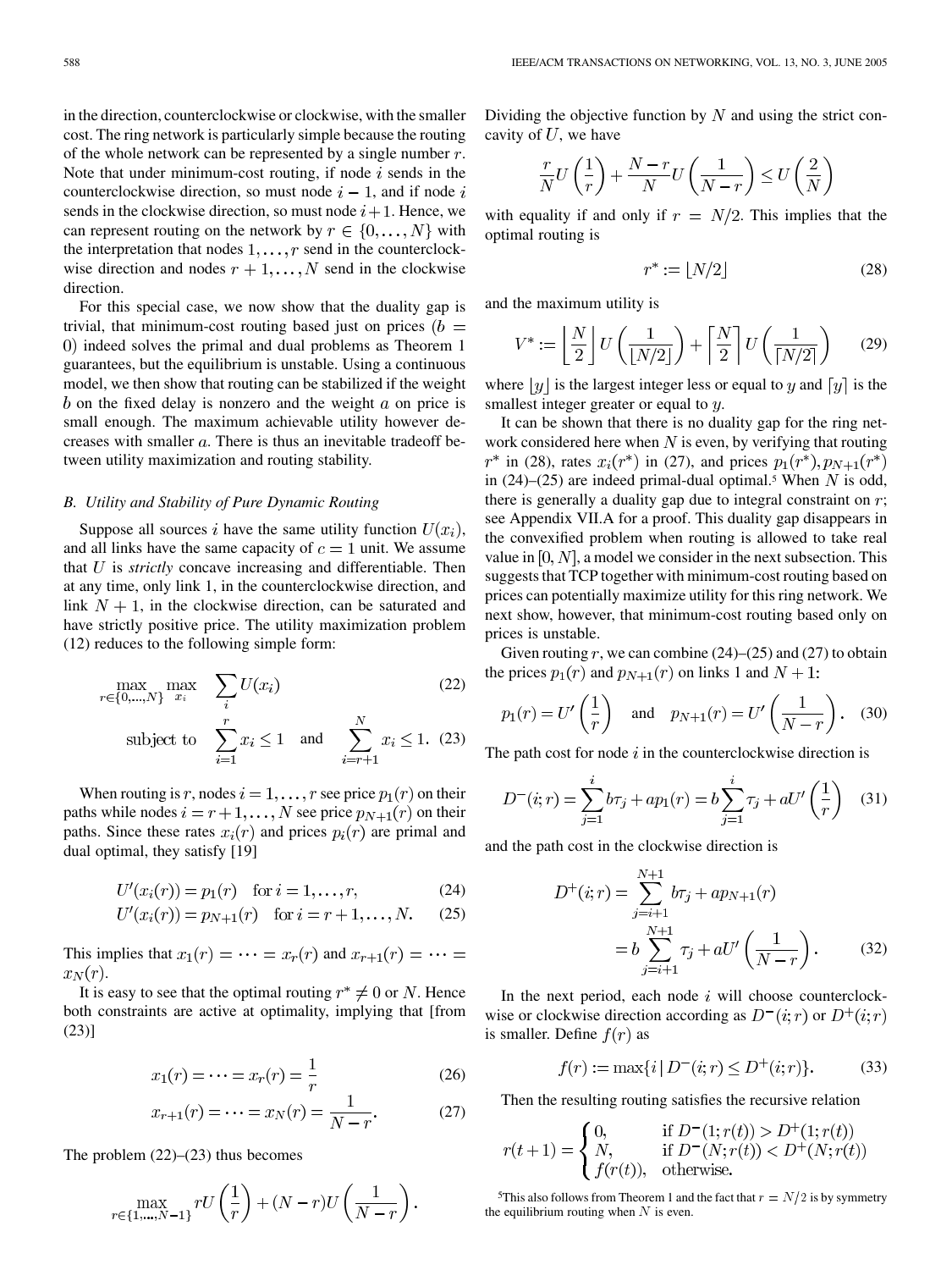in the direction, counterclockwise or clockwise, with the smaller cost. The ring network is particularly simple because the routing of the whole network can be represented by a single number $r$. Note that under minimum-cost routing, if node $i$ sends in the counterclockwise direction, so must node $i-1$, and if node $i$ sends in the clockwise direction, so must node $i+1$. Hence, we can represent routing on the network by $r \in \{0, \ldots, N\}$ with the interpretation that nodes $1, \ldots, r$ send in the counterclockwise direction and nodes $r+1, \ldots, N$ send in the clockwise direction.

For this special case, we now show that the duality gap is trivial, that minimum-cost routing based just on prices ($b = 0$) indeed solves the primal and dual problems as Theorem 1 guarantees, but the equilibrium is unstable. Using a continuous model, we then show that routing can be stabilized if the weight $b$ on the fixed delay is nonzero and the weight $a$ on price is small enough. The maximum achievable utility however decreases with smaller $a$. There is thus an inevitable tradeoff between utility maximization and routing stability.

### B. Utility and Stability of Pure Dynamic Routing

Suppose all sources $i$ have the same utility function $U(x_i)$, and all links have the same capacity of $c = 1$ unit. We assume that $U$ is *strictly* concave increasing and differentiable. Then at any time, only link 1, in the counterclockwise direction, and link $N+1$, in the clockwise direction, can be saturated and have strictly positive price. The utility maximization problem (12) reduces to the following simple form:

$$\max_{r \in \{0,\ldots,N\}} \max_{x_i} \quad \sum_i U(x_i) \tag{22}$$

$$\text{subject to} \quad \sum_{i=1}^{r} x_i \le 1 \quad \text{and} \quad \sum_{i=r+1}^{N} x_i \le 1. \tag{23}$$

When routing is $r$, nodes $i = 1, \ldots, r$ see price $p_1(r)$ on their paths while nodes $i = r+1, \ldots, N$ see price $p_{N+1}(r)$ on their paths. Since these rates $x_i(r)$ and prices $p_i(r)$ are primal and dual optimal, they satisfy [19]

$$U'(x_i(r)) = p_1(r) \quad \text{for } i = 1, \ldots, r, \tag{24}$$

$$U'(x_i(r)) = p_{N+1}(r) \quad \text{for } i = r+1, \ldots, N. \tag{25}$$

This implies that $x_1(r) = \cdots = x_r(r)$ and $x_{r+1}(r) = \cdots = x_N(r)$.

It is easy to see that the optimal routing $r^* \ne 0$ or $N$. Hence both constraints are active at optimality, implying that [from (23)]

$$x_1(r) = \cdots = x_r(r) = \frac{1}{r} \tag{26}$$

$$x_{r+1}(r) = \cdots = x_N(r) = \frac{1}{N-r}. \tag{27}$$

The problem (22)–(23) thus becomes

$$\max_{r \in \{1,\ldots,N-1\}} rU\left(\frac{1}{r}\right) + (N-r)U\left(\frac{1}{N-r}\right).$$

Dividing the objective function by $N$ and using the strict concavity of $U$, we have

$$\frac{r}{N}U\left(\frac{1}{r}\right) + \frac{N-r}{N}U\left(\frac{1}{N-r}\right) \le U\left(\frac{2}{N}\right)$$

with equality if and only if $r = N/2$. This implies that the optimal routing is

$$r^* := \lfloor N/2 \rfloor \tag{28}$$

and the maximum utility is

$$V^* := \left\lfloor \frac{N}{2} \right\rfloor U\left(\frac{1}{\lfloor N/2 \rfloor}\right) + \left\lceil \frac{N}{2} \right\rceil U\left(\frac{1}{\lceil N/2 \rceil}\right) \tag{29}$$

where $\lfloor y \rfloor$ is the largest integer less or equal to $y$ and $\lceil y \rceil$ is the smallest integer greater or equal to $y$.

It can be shown that there is no duality gap for the ring network considered here when $N$ is even, by verifying that routing $r^*$ in (28), rates $x_i(r^*)$ in (27), and prices $p_1(r^*), p_{N+1}(r^*)$ in (24)–(25) are indeed primal-dual optimal.[5] When $N$ is odd, there is generally a duality gap due to integral constraint on $r$; see Appendix VII.A for a proof. This duality gap disappears in the convexified problem when routing is allowed to take real value in $[0, N]$, a model we consider in the next subsection. This suggests that TCP together with minimum-cost routing based on prices can potentially maximize utility for this ring network. We next show, however, that minimum-cost routing based only on prices is unstable.

Given routing $r$, we can combine (24)–(25) and (27) to obtain the prices $p_1(r)$ and $p_{N+1}(r)$ on links 1 and $N+1$:

$$p_1(r) = U'\left(\frac{1}{r}\right) \quad \text{and} \quad p_{N+1}(r) = U'\left(\frac{1}{N-r}\right). \tag{30}$$

The path cost for node $i$ in the counterclockwise direction is

$$D^-(i; r) = \sum_{j=1}^{i} b\tau_j + ap_1(r) = b\sum_{j=1}^{i} \tau_j + aU'\left(\frac{1}{r}\right) \tag{31}$$

and the path cost in the clockwise direction is

$$D^+(i; r) = \sum_{j=i+1}^{N+1} b\tau_j + ap_{N+1}(r) = b\sum_{j=i+1}^{N+1} \tau_j + aU'\left(\frac{1}{N-r}\right). \tag{32}$$

In the next period, each node $i$ will choose counterclockwise or clockwise direction according as $D^-(i; r)$ or $D^+(i; r)$ is smaller. Define $f(r)$ as

$$f(r) := \max\{i \mid D^-(i; r) \le D^+(i; r)\}. \tag{33}$$

Then the resulting routing satisfies the recursive relation

$$r(t+1) = \begin{cases} 0, & \text{if } D^-(1; r(t)) > D^+(1; r(t)) \\ N, & \text{if } D^-(N; r(t)) < D^+(N; r(t)) \\ f(r(t)), & \text{otherwise.} \end{cases}$$

[5] This also follows from Theorem 1 and the fact that $r = N/2$ is by symmetry the equilibrium routing when $N$ is even.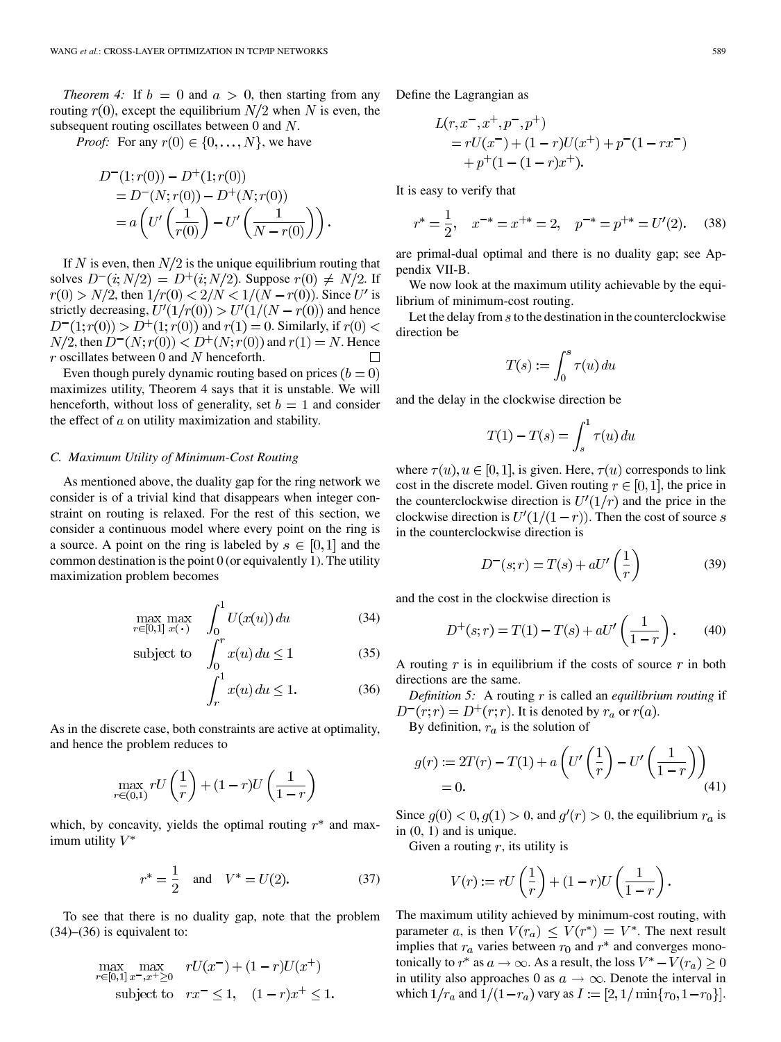*Theorem 4:* If $b = 0$ and $a > 0$, then starting from any routing $r(0)$, except the equilibrium $N/2$ when $N$ is even, the subsequent routing oscillates between 0 and $N$.

*Proof:* For any $r(0) \in \{0, \ldots, N\}$, we have

$$\begin{aligned} D^-(1; r(0)) - D^+(1; r(0)) &= D^-(N; r(0)) - D^+(N; r(0)) \\ &= a\left(U'\left(\frac{1}{r(0)}\right) - U'\left(\frac{1}{N - r(0)}\right)\right). \end{aligned}$$

If $N$ is even, then $N/2$ is the unique equilibrium routing that solves $D^-(i; N/2) = D^+(i; N/2)$. Suppose $r(0) \neq N/2$. If $r(0) > N/2$, then $1/r(0) < 2/N < 1/(N - r(0))$. Since $U'$ is strictly decreasing, $U'(1/r(0)) > U'(1/(N - r(0)))$ and hence $D^-(1; r(0)) > D^+(1; r(0))$ and $r(1) = 0$. Similarly, if $r(0) < N/2$, then $D^-(N; r(0)) < D^+(N; r(0))$ and $r(1) = N$. Hence $r$ oscillates between 0 and $N$ henceforth. □

Even though purely dynamic routing based on prices $(b = 0)$ maximizes utility, Theorem 4 says that it is unstable. We will henceforth, without loss of generality, set $b = 1$ and consider the effect of $a$ on utility maximization and stability.

### C. Maximum Utility of Minimum-Cost Routing

As mentioned above, the duality gap for the ring network we consider is of a trivial kind that disappears when integer constraint on routing is relaxed. For the rest of this section, we consider a continuous model where every point on the ring is a source. A point on the ring is labeled by $s \in [0, 1]$ and the common destination is the point 0 (or equivalently 1). The utility maximization problem becomes

$$\max_{r \in [0,1]} \max_{x(\cdot)} \quad \int_0^1 U(x(u))\, du \tag{34}$$

$$\text{subject to} \quad \int_0^r x(u)\, du \le 1 \tag{35}$$

$$\int_r^1 x(u)\, du \le 1. \tag{36}$$

As in the discrete case, both constraints are active at optimality, and hence the problem reduces to

$$\max_{r \in (0,1)} rU\left(\frac{1}{r}\right) + (1 - r)U\left(\frac{1}{1 - r}\right)$$

which, by concavity, yields the optimal routing $r^*$ and maximum utility $V^*$

$$r^* = \frac{1}{2} \quad \text{and} \quad V^* = U(2). \tag{37}$$

To see that there is no duality gap, note that the problem (34)–(36) is equivalent to:

$$\begin{aligned} \max_{r \in [0,1]} \max_{x^-, x^+ \ge 0} \quad & rU(x^-) + (1 - r)U(x^+) \\ \text{subject to} \quad & rx^- \le 1, \quad (1 - r)x^+ \le 1. \end{aligned}$$

Define the Lagrangian as

$$\begin{aligned} L(r, x^-, x^+, p^-, p^+) &= rU(x^-) + (1 - r)U(x^+) + p^-(1 - rx^-) \\ &\quad + p^+(1 - (1 - r)x^+). \end{aligned}$$

It is easy to verify that

$$r^* = \frac{1}{2}, \quad x^{-*} = x^{+*} = 2, \quad p^{-*} = p^{+*} = U'(2). \tag{38}$$

are primal-dual optimal and there is no duality gap; see Appendix VII-B.

We now look at the maximum utility achievable by the equilibrium of minimum-cost routing.

Let the delay from $s$ to the destination in the counterclockwise direction be

$$T(s) := \int_0^s \tau(u)\, du$$

and the delay in the clockwise direction be

$$T(1) - T(s) = \int_s^1 \tau(u)\, du$$

where $\tau(u), u \in [0, 1]$, is given. Here, $\tau(u)$ corresponds to link cost in the discrete model. Given routing $r \in [0, 1]$, the price in the counterclockwise direction is $U'(1/r)$ and the price in the clockwise direction is $U'(1/(1 - r))$. Then the cost of source $s$ in the counterclockwise direction is

$$D^-(s; r) = T(s) + aU'\left(\frac{1}{r}\right) \tag{39}$$

and the cost in the clockwise direction is

$$D^+(s; r) = T(1) - T(s) + aU'\left(\frac{1}{1 - r}\right). \tag{40}$$

A routing $r$ is in equilibrium if the costs of source $r$ in both directions are the same.

*Definition 5:* A routing $r$ is called an *equilibrium routing* if $D^-(r; r) = D^+(r; r)$. It is denoted by $r_a$ or $r(a)$.

By definition, $r_a$ is the solution of

$$\begin{aligned} g(r) &:= 2T(r) - T(1) + a\left(U'\left(\frac{1}{r}\right) - U'\left(\frac{1}{1 - r}\right)\right) \\ &= 0. \end{aligned} \tag{41}$$

Since $g(0) < 0, g(1) > 0$, and $g'(r) > 0$, the equilibrium $r_a$ is in (0, 1) and is unique.

Given a routing $r$, its utility is

$$V(r) := rU\left(\frac{1}{r}\right) + (1 - r)U\left(\frac{1}{1 - r}\right).$$

The maximum utility achieved by minimum-cost routing, with parameter $a$, is then $V(r_a) \le V(r^*) = V^*$. The next result implies that $r_a$ varies between $r_0$ and $r^*$ and converges monotonically to $r^*$ as $a \to \infty$. As a result, the loss $V^* - V(r_a) \ge 0$ in utility also approaches 0 as $a \to \infty$. Denote the interval in which $1/r_a$ and $1/(1 - r_a)$ vary as $I := [2, 1/\min\{r_0, 1 - r_0\}]$.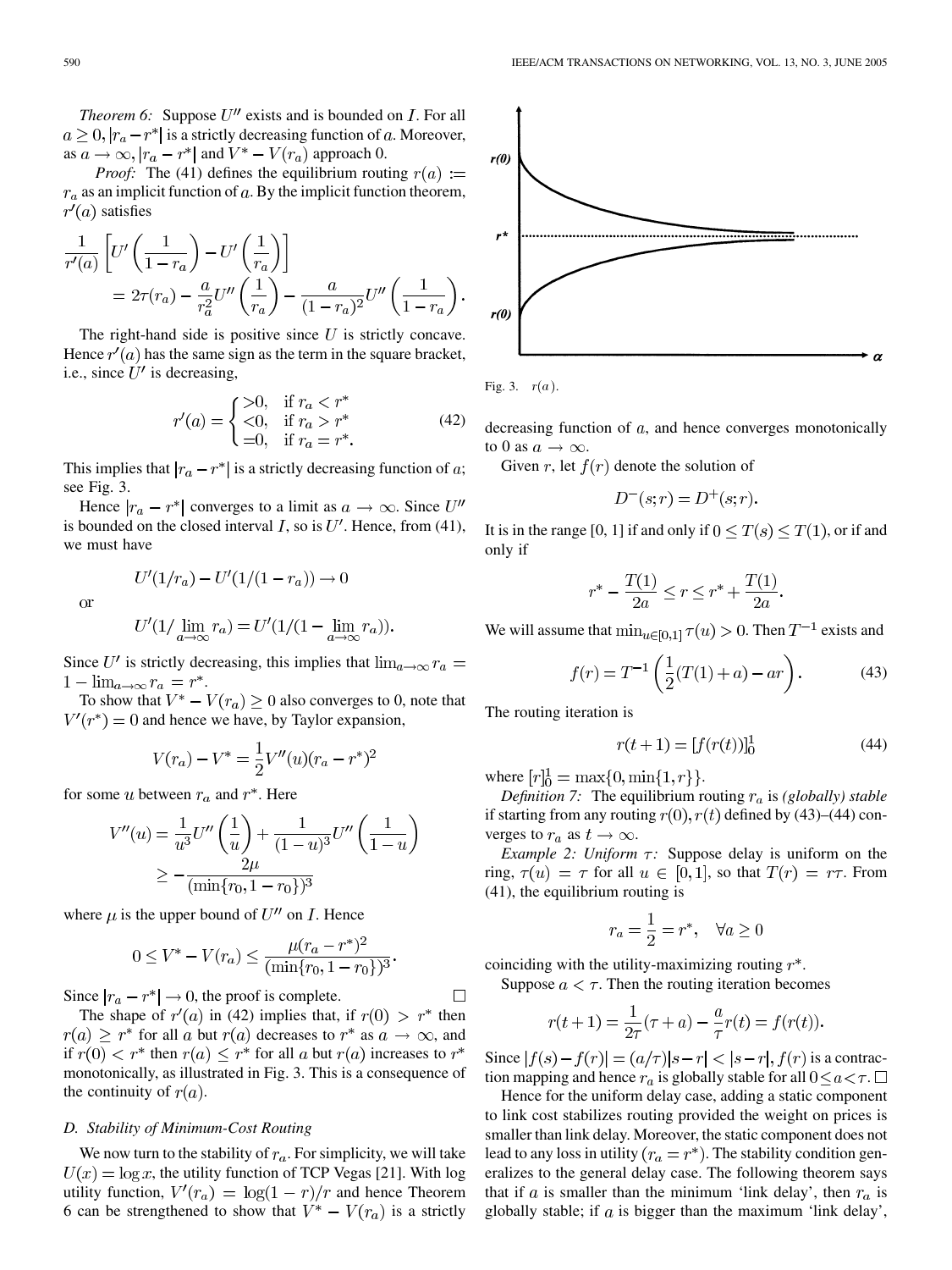*Theorem 6:* Suppose $U''$ exists and is bounded on $I$. For all $a \geq 0, |r_a - r^*|$ is a strictly decreasing function of $a$. Moreover, as $a \to \infty$, $|r_a - r^*|$ and $V^* - V(r_a)$ approach 0.

*Proof:* The (41) defines the equilibrium routing $r(a) := r_a$ as an implicit function of $a$. By the implicit function theorem, $r'(a)$ satisfies

$$\frac{1}{r'(a)}\left[U'\left(\frac{1}{1-r_a}\right) - U'\left(\frac{1}{r_a}\right)\right] = 2\tau(r_a) - \frac{a}{r_a^2}U''\left(\frac{1}{r_a}\right) - \frac{a}{(1-r_a)^2}U''\left(\frac{1}{1-r_a}\right).$$

The right-hand side is positive since $U$ is strictly concave. Hence $r'(a)$ has the same sign as the term in the square bracket, i.e., since $U'$ is decreasing,

$$r'(a) = \begin{cases} >0, & \text{if } r_a < r^* \\ <0, & \text{if } r_a > r^* \\ =0, & \text{if } r_a = r^*. \end{cases} \tag{42}$$

This implies that $|r_a - r^*|$ is a strictly decreasing function of $a$; see Fig. 3.

Hence $|r_a - r^*|$ converges to a limit as $a \to \infty$. Since $U''$ is bounded on the closed interval $I$, so is $U'$. Hence, from (41), we must have

$$U'(1/r_a) - U'(1/(1-r_a)) \to 0$$

or

$$U'(1/\lim_{a\to\infty} r_a) = U'(1/(1 - \lim_{a\to\infty} r_a)).$$

Since $U'$ is strictly decreasing, this implies that $\lim_{a\to\infty} r_a = 1 - \lim_{a\to\infty} r_a = r^*$.

To show that $V^* - V(r_a) \geq 0$ also converges to 0, note that $V'(r^*) = 0$ and hence we have, by Taylor expansion,

$$V(r_a) - V^* = \frac{1}{2}V''(u)(r_a - r^*)^2$$

for some $u$ between $r_a$ and $r^*$. Here

$$V''(u) = \frac{1}{u^3}U''\left(\frac{1}{u}\right) + \frac{1}{(1-u)^3}U''\left(\frac{1}{1-u}\right) \geq -\frac{2\mu}{(\min\{r_0, 1-r_0\})^3}$$

where $\mu$ is the upper bound of $U''$ on $I$. Hence

$$0 \leq V^* - V(r_a) \leq \frac{\mu(r_a - r^*)^2}{(\min\{r_0, 1-r_0\})^3}.$$

Since $|r_a - r^*| \to 0$, the proof is complete. $\square$

The shape of $r'(a)$ in (42) implies that, if $r(0) > r^*$ then $r(a) \geq r^*$ for all $a$ but $r(a)$ decreases to $r^*$ as $a \to \infty$, and if $r(0) < r^*$ then $r(a) \leq r^*$ for all $a$ but $r(a)$ increases to $r^*$ monotonically, as illustrated in Fig. 3. This is a consequence of the continuity of $r(a)$.

### D. Stability of Minimum-Cost Routing

We now turn to the stability of $r_a$. For simplicity, we will take $U(x) = \log x$, the utility function of TCP Vegas [21]. With log utility function, $V'(r_a) = \log(1-r)/r$ and hence Theorem 6 can be strengthened to show that $V^* - V(r_a)$ is a strictly decreasing function of $a$, and hence converges monotonically to 0 as $a \to \infty$.

r(0)

r*

r(0)

a

Fig. 3. $r(a)$.

Given $r$, let $f(r)$ denote the solution of

$$D^-(s; r) = D^+(s; r).$$

It is in the range [0, 1] if and only if $0 \leq T(s) \leq T(1)$, or if and only if

$$r^* - \frac{T(1)}{2a} \leq r \leq r^* + \frac{T(1)}{2a}.$$

We will assume that $\min_{u\in[0,1]} \tau(u) > 0$. Then $T^{-1}$ exists and

$$f(r) = T^{-1}\left(\frac{1}{2}(T(1) + a) - ar\right). \tag{43}$$

The routing iteration is

$$r(t+1) = [f(r(t))]_0^1 \tag{44}$$

where $[r]_0^1 = \max\{0, \min\{1, r\}\}$.

*Definition 7:* The equilibrium routing $r_a$ is *(globally) stable* if starting from any routing $r(0), r(t)$ defined by (43)–(44) converges to $r_a$ as $t \to \infty$.

*Example 2: Uniform $\tau$:* Suppose delay is uniform on the ring, $\tau(u) = \tau$ for all $u \in [0, 1]$, so that $T(r) = r\tau$. From (41), the equilibrium routing is

$$r_a = \frac{1}{2} = r^*, \quad \forall a \geq 0$$

coinciding with the utility-maximizing routing $r^*$.

Suppose $a < \tau$. Then the routing iteration becomes

$$r(t+1) = \frac{1}{2\tau}(\tau + a) - \frac{a}{\tau}r(t) = f(r(t)).$$

Since $|f(s) - f(r)| = (a/\tau)|s - r| < |s - r|$, $f(r)$ is a contraction mapping and hence $r_a$ is globally stable for all $0 \leq a < \tau$. $\square$

Hence for the uniform delay case, adding a static component to link cost stabilizes routing provided the weight on prices is smaller than link delay. Moreover, the static component does not lead to any loss in utility ($r_a = r^*$). The stability condition generalizes to the general delay case. The following theorem says that if $a$ is smaller than the minimum 'link delay', then $r_a$ is globally stable; if $a$ is bigger than the maximum 'link delay',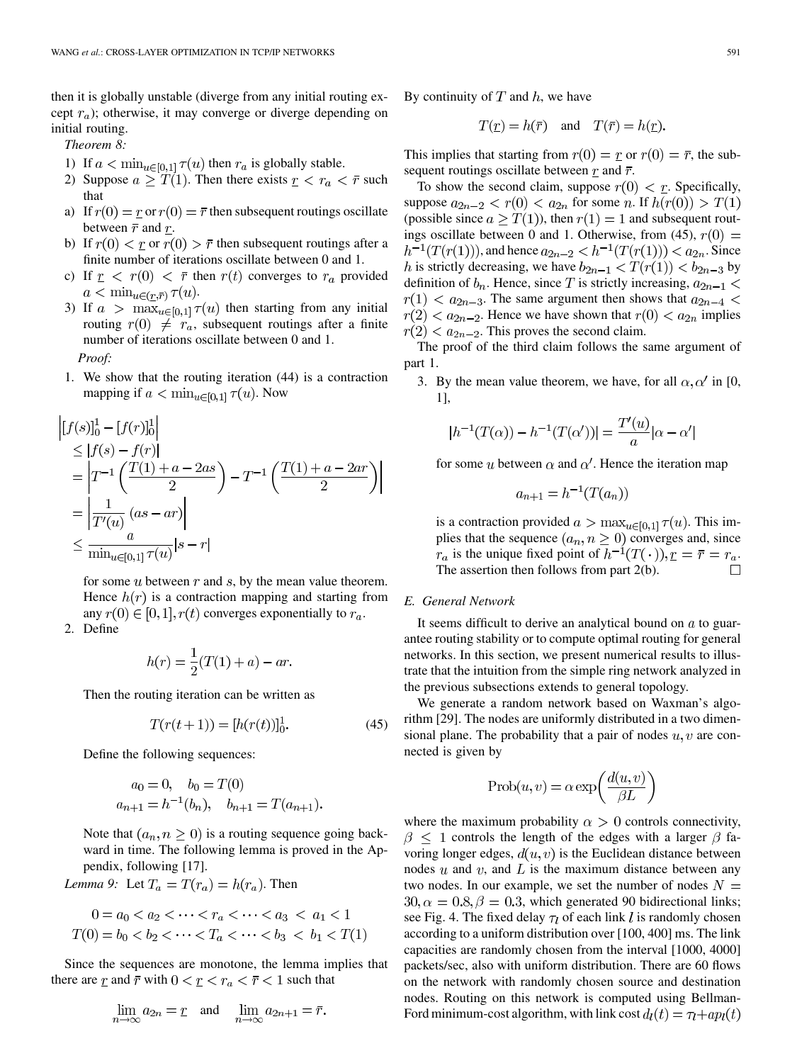then it is globally unstable (diverge from any initial routing except $r_a$); otherwise, it may converge or diverge depending on initial routing.

*Theorem 8:*

1) If $a < \min_{u \in [0,1]} \tau(u)$ then $r_a$ is globally stable.
2) Suppose $a \geq T(1)$. Then there exists $\underline{r} < r_a < \bar{r}$ such that
   a) If $r(0) = \underline{r}$ or $r(0) = \bar{r}$ then subsequent routings oscillate between $\bar{r}$ and $\underline{r}$.
   b) If $r(0) < \underline{r}$ or $r(0) > \bar{r}$ then subsequent routings after a finite number of iterations oscillate between 0 and 1.
   c) If $\underline{r} < r(0) < \bar{r}$ then $r(t)$ converges to $r_a$ provided $a < \min_{u \in (\underline{r}, \bar{r})} \tau(u)$.
3) If $a > \max_{u \in [0,1]} \tau(u)$ then starting from any initial routing $r(0) \neq r_a$, subsequent routings after a finite number of iterations oscillate between 0 and 1.

*Proof:*

1. We show that the routing iteration (44) is a contraction mapping if $a < \min_{u \in [0,1]} \tau(u)$. Now

$$
\begin{aligned}
&\left| [f(s)]_0^1 - [f(r)]_0^1 \right| \\
&\leq |f(s) - f(r)| \\
&= \left| T^{-1}\left(\frac{T(1) + a - 2as}{2}\right) - T^{-1}\left(\frac{T(1) + a - 2ar}{2}\right) \right| \\
&= \left| \frac{1}{T'(u)} (as - ar) \right| \\
&\leq \frac{a}{\min_{u \in [0,1]} \tau(u)} |s - r|
\end{aligned}
$$

   for some $u$ between $r$ and $s$, by the mean value theorem. Hence $h(r)$ is a contraction mapping and starting from any $r(0) \in [0,1]$, $r(t)$ converges exponentially to $r_a$.

2. Define

$$h(r) = \frac{1}{2}(T(1) + a) - ar.$$

   Then the routing iteration can be written as

$$T(r(t+1)) = [h(r(t))]_0^1. \tag{45}$$

   Define the following sequences:

$$
\begin{aligned}
&a_0 = 0, \quad b_0 = T(0) \\
&a_{n+1} = h^{-1}(b_n), \quad b_{n+1} = T(a_{n+1}).
\end{aligned}
$$

   Note that $(a_n, n \geq 0)$ is a routing sequence going backward in time. The following lemma is proved in the Appendix, following [17].

*Lemma 9:* Let $T_a = T(r_a) = h(r_a)$. Then

$$
\begin{aligned}
0 = a_0 < a_2 < \cdots < r_a < \cdots < a_3 < a_1 < 1 \\
T(0) = b_0 < b_2 < \cdots < T_a < \cdots < b_3 < b_1 < T(1)
\end{aligned}
$$

Since the sequences are monotone, the lemma implies that there are $\underline{r}$ and $\bar{r}$ with $0 < \underline{r} < r_a < \bar{r} < 1$ such that

$$\lim_{n \to \infty} a_{2n} = \underline{r} \quad \text{and} \quad \lim_{n \to \infty} a_{2n+1} = \bar{r}.$$

By continuity of $T$ and $h$, we have

$$T(\underline{r}) = h(\bar{r}) \quad \text{and} \quad T(\bar{r}) = h(\underline{r}).$$

This implies that starting from $r(0) = \underline{r}$ or $r(0) = \bar{r}$, the subsequent routings oscillate between $\underline{r}$ and $\bar{r}$.

To show the second claim, suppose $r(0) < \underline{r}$. Specifically, suppose $a_{2n-2} < r(0) < a_{2n}$ for some $n$. If $h(r(0)) > T(1)$ (possible since $a \geq T(1)$), then $r(1) = 1$ and subsequent routings oscillate between 0 and 1. Otherwise, from (45), $r(0) = h^{-1}(T(r(1)))$, and hence $a_{2n-2} < h^{-1}(T(r(1))) < a_{2n}$. Since $h$ is strictly decreasing, we have $b_{2n-1} < T(r(1)) < b_{2n-3}$ by definition of $b_n$. Hence, since $T$ is strictly increasing, $a_{2n-1} < r(1) < a_{2n-3}$. The same argument then shows that $a_{2n-4} < r(2) < a_{2n-2}$. Hence we have shown that $r(0) < a_{2n}$ implies $r(2) < a_{2n-2}$. This proves the second claim.

The proof of the third claim follows the same argument of part 1.

3. By the mean value theorem, we have, for all $\alpha, \alpha'$ in [0, 1],

$$|h^{-1}(T(\alpha)) - h^{-1}(T(\alpha'))| = \frac{T'(u)}{a} |\alpha - \alpha'|$$

   for some $u$ between $\alpha$ and $\alpha'$. Hence the iteration map

$$a_{n+1} = h^{-1}(T(a_n))$$

   is a contraction provided $a > \max_{u \in [0,1]} \tau(u)$. This implies that the sequence $(a_n, n \geq 0)$ converges and, since $r_a$ is the unique fixed point of $h^{-1}(T(\cdot))$, $\underline{r} = \bar{r} = r_a$. The assertion then follows from part 2(b). □

### E. General Network

It seems difficult to derive an analytical bound on $a$ to guarantee routing stability or to compute optimal routing for general networks. In this section, we present numerical results to illustrate that the intuition from the simple ring network analyzed in the previous subsections extends to general topology.

We generate a random network based on Waxman's algorithm [29]. The nodes are uniformly distributed in a two dimensional plane. The probability that a pair of nodes $u, v$ are connected is given by

$$\text{Prob}(u, v) = \alpha \exp\left(\frac{d(u, v)}{\beta L}\right)$$

where the maximum probability $\alpha > 0$ controls connectivity, $\beta \leq 1$ controls the length of the edges with a larger $\beta$ favoring longer edges, $d(u, v)$ is the Euclidean distance between nodes $u$ and $v$, and $L$ is the maximum distance between any two nodes. In our example, we set the number of nodes $N = 30, \alpha = 0.8, \beta = 0.3$, which generated 90 bidirectional links; see Fig. 4. The fixed delay $\tau_l$ of each link $l$ is randomly chosen according to a uniform distribution over [100, 400] ms. The link capacities are randomly chosen from the interval [1000, 4000] packets/sec, also with uniform distribution. There are 60 flows on the network with randomly chosen source and destination nodes. Routing on this network is computed using Bellman-Ford minimum-cost algorithm, with link cost $d_l(t) = \tau_l + a p_l(t)$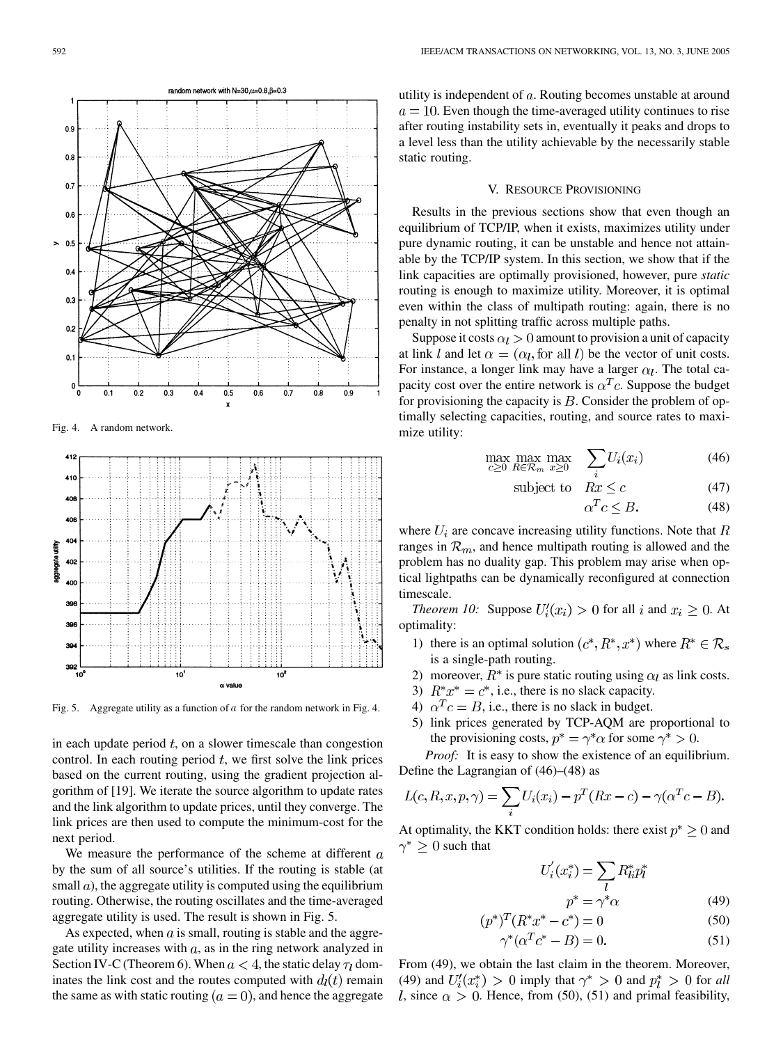Fig. 4. A random network.

Fig. 5. Aggregate utility as a function of $a$ for the random network in Fig. 4.

in each update period $t$, on a slower timescale than congestion control. In each routing period $t$, we first solve the link prices based on the current routing, using the gradient projection algorithm of [19]. We iterate the source algorithm to update rates and the link algorithm to update prices, until they converge. The link prices are then used to compute the minimum-cost for the next period.

We measure the performance of the scheme at different $a$ by the sum of all source's utilities. If the routing is stable (at small $a$), the aggregate utility is computed using the equilibrium routing. Otherwise, the routing oscillates and the time-averaged aggregate utility is used. The result is shown in Fig. 5.

As expected, when $a$ is small, routing is stable and the aggregate utility increases with $a$, as in the ring network analyzed in Section IV-C (Theorem 6). When $a < 4$, the static delay $\tau_l$ dominates the link cost and the routes computed with $d_l(t)$ remain the same as with static routing $(a = 0)$, and hence the aggregate utility is independent of $a$. Routing becomes unstable at around $a = 10$. Even though the time-averaged utility continues to rise after routing instability sets in, eventually it peaks and drops to a level less than the utility achievable by the necessarily stable static routing.

## V. Resource Provisioning

Results in the previous sections show that even though an equilibrium of TCP/IP, when it exists, maximizes utility under pure dynamic routing, it can be unstable and hence not attainable by the TCP/IP system. In this section, we show that if the link capacities are optimally provisioned, however, pure *static* routing is enough to maximize utility. Moreover, it is optimal even within the class of multipath routing: again, there is no penalty in not splitting traffic across multiple paths.

Suppose it costs $\alpha_l > 0$ amount to provision a unit of capacity at link $l$ and let $\alpha = (\alpha_l, \text{for all } l)$ be the vector of unit costs. For instance, a longer link may have a larger $\alpha_l$. The total capacity cost over the entire network is $\alpha^T c$. Suppose the budget for provisioning the capacity is $B$. Consider the problem of optimally selecting capacities, routing, and source rates to maximize utility:

$$\max_{c \geq 0} \max_{R \in \mathcal{R}_m} \max_{x \geq 0} \quad \sum_i U_i(x_i) \tag{46}$$

$$\text{subject to} \quad Rx \leq c \tag{47}$$

$$\alpha^T c \leq B. \tag{48}$$

where $U_i$ are concave increasing utility functions. Note that $R$ ranges in $\mathcal{R}_m$, and hence multipath routing is allowed and the problem has no duality gap. This problem may arise when optical lightpaths can be dynamically reconfigured at connection timescale.

*Theorem 10:* Suppose $U_i'(x_i) > 0$ for all $i$ and $x_i \geq 0$. At optimality:

1) there is an optimal solution $(c^*, R^*, x^*)$ where $R^* \in \mathcal{R}_s$ is a single-path routing.
2) moreover, $R^*$ is pure static routing using $\alpha_l$ as link costs.
3) $R^* x^* = c^*$, i.e., there is no slack capacity.
4) $\alpha^T c = B$, i.e., there is no slack in budget.
5) link prices generated by TCP-AQM are proportional to the provisioning costs, $p^* = \gamma^* \alpha$ for some $\gamma^* > 0$.

*Proof:* It is easy to show the existence of an equilibrium. Define the Lagrangian of (46)–(48) as

$$L(c, R, x, p, \gamma) = \sum_i U_i(x_i) - p^T(Rx - c) - \gamma(\alpha^T c - B).$$

At optimality, the KKT condition holds: there exist $p^* \geq 0$ and $\gamma^* \geq 0$ such that

$$U_i'(x_i^*) = \sum_l R_{li}^* p_l^*$$

$$p^* = \gamma^* \alpha \tag{49}$$

$$(p^*)^T (R^* x^* - c^*) = 0 \tag{50}$$

$$\gamma^* (\alpha^T c^* - B) = 0. \tag{51}$$

From (49), we obtain the last claim in the theorem. Moreover, (49) and $U_i'(x_i^*) > 0$ imply that $\gamma^* > 0$ and $p_l^* > 0$ for *all* $l$, since $\alpha > 0$. Hence, from (50), (51) and primal feasibility,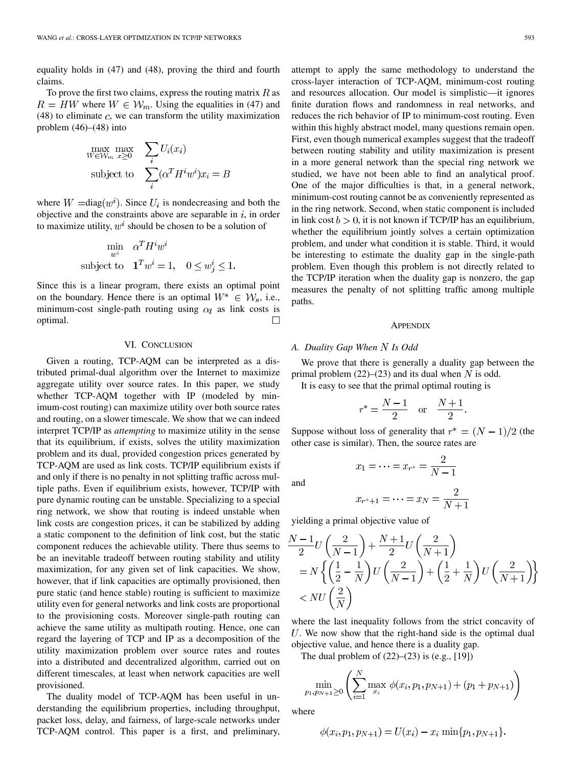equality holds in (47) and (48), proving the third and fourth claims.

To prove the first two claims, express the routing matrix $R$ as $R = HW$ where $W \in \mathcal{W}_m$. Using the equalities in (47) and (48) to eliminate $c$, we can transform the utility maximization problem (46)–(48) into

$$\max_{W \in \mathcal{W}_m} \max_{x \geq 0} \quad \sum_i U_i(x_i)$$
$$\text{subject to} \quad \sum_i (\alpha^T H^i w^i) x_i = B$$

where $W = \text{diag}(w^i)$. Since $U_i$ is nondecreasing and both the objective and the constraints above are separable in $i$, in order to maximize utility, $w^i$ should be chosen to be a solution of

$$\min_{w^i} \quad \alpha^T H^i w^i$$
$$\text{subject to} \quad \mathbf{1}^T w^i = 1, \quad 0 \leq w^i_j \leq 1.$$

Since this is a linear program, there exists an optimal point on the boundary. Hence there is an optimal $W^* \in \mathcal{W}_s$, i.e., minimum-cost single-path routing using $\alpha_l$ as link costs is optimal. □

## VI. Conclusion

Given a routing, TCP-AQM can be interpreted as a distributed primal-dual algorithm over the Internet to maximize aggregate utility over source rates. In this paper, we study whether TCP-AQM together with IP (modeled by minimum-cost routing) can maximize utility over both source rates and routing, on a slower timescale. We show that we can indeed interpret TCP/IP as *attempting* to maximize utility in the sense that its equilibrium, if exists, solves the utility maximization problem and its dual, provided congestion prices generated by TCP-AQM are used as link costs. TCP/IP equilibrium exists if and only if there is no penalty in not splitting traffic across multiple paths. Even if equilibrium exists, however, TCP/IP with pure dynamic routing can be unstable. Specializing to a special ring network, we show that routing is indeed unstable when link costs are congestion prices, it can be stabilized by adding a static component to the definition of link cost, but the static component reduces the achievable utility. There thus seems to be an inevitable tradeoff between routing stability and utility maximization, for any given set of link capacities. We show, however, that if link capacities are optimally provisioned, then pure static (and hence stable) routing is sufficient to maximize utility even for general networks and link costs are proportional to the provisioning costs. Moreover single-path routing can achieve the same utility as multipath routing. Hence, one can regard the layering of TCP and IP as a decomposition of the utility maximization problem over source rates and routes into a distributed and decentralized algorithm, carried out on different timescales, at least when network capacities are well provisioned.

The duality model of TCP-AQM has been useful in understanding the equilibrium properties, including throughput, packet loss, delay, and fairness, of large-scale networks under TCP-AQM control. This paper is a first, and preliminary, attempt to apply the same methodology to understand the cross-layer interaction of TCP-AQM, minimum-cost routing and resources allocation. Our model is simplistic—it ignores finite duration flows and randomness in real networks, and reduces the rich behavior of IP to minimum-cost routing. Even within this highly abstract model, many questions remain open. First, even though numerical examples suggest that the tradeoff between routing stability and utility maximization is present in a more general network than the special ring network we studied, we have not been able to find an analytical proof. One of the major difficulties is that, in a general network, minimum-cost routing cannot be as conveniently represented as in the ring network. Second, when static component is included in link cost $b > 0$, it is not known if TCP/IP has an equilibrium, whether the equilibrium jointly solves a certain optimization problem, and under what condition it is stable. Third, it would be interesting to estimate the duality gap in the single-path problem. Even though this problem is not directly related to the TCP/IP iteration when the duality gap is nonzero, the gap measures the penalty of not splitting traffic among multiple paths.

## Appendix

### A. Duality Gap When $N$ Is Odd

We prove that there is generally a duality gap between the primal problem (22)–(23) and its dual when $N$ is odd.

It is easy to see that the primal optimal routing is

$$r^* = \frac{N-1}{2} \quad \text{or} \quad \frac{N+1}{2}.$$

Suppose without loss of generality that $r^* = (N-1)/2$ (the other case is similar). Then, the source rates are

$$x_1 = \cdots = x_{r^*} = \frac{2}{N-1}$$

and

$$x_{r^*+1} = \cdots = x_N = \frac{2}{N+1}$$

yielding a primal objective value of

$$\frac{N-1}{2} U\left(\frac{2}{N-1}\right) + \frac{N+1}{2} U\left(\frac{2}{N+1}\right)$$
$$= N\left\{\left(\frac{1}{2} - \frac{1}{N}\right) U\left(\frac{2}{N-1}\right) + \left(\frac{1}{2} + \frac{1}{N}\right) U\left(\frac{2}{N+1}\right)\right\}$$
$$< NU\left(\frac{2}{N}\right)$$

where the last inequality follows from the strict concavity of $U$. We now show that the right-hand side is the optimal dual objective value, and hence there is a duality gap.

The dual problem of (22)–(23) is (e.g., [19])

$$\min_{p_1, p_{N+1} \geq 0} \left( \sum_{i=1}^{N} \max_{x_i} \phi(x_i, p_1, p_{N+1}) + (p_1 + p_{N+1}) \right)$$

where

$$\phi(x_i, p_1, p_{N+1}) = U(x_i) - x_i \min\{p_1, p_{N+1}\}.$$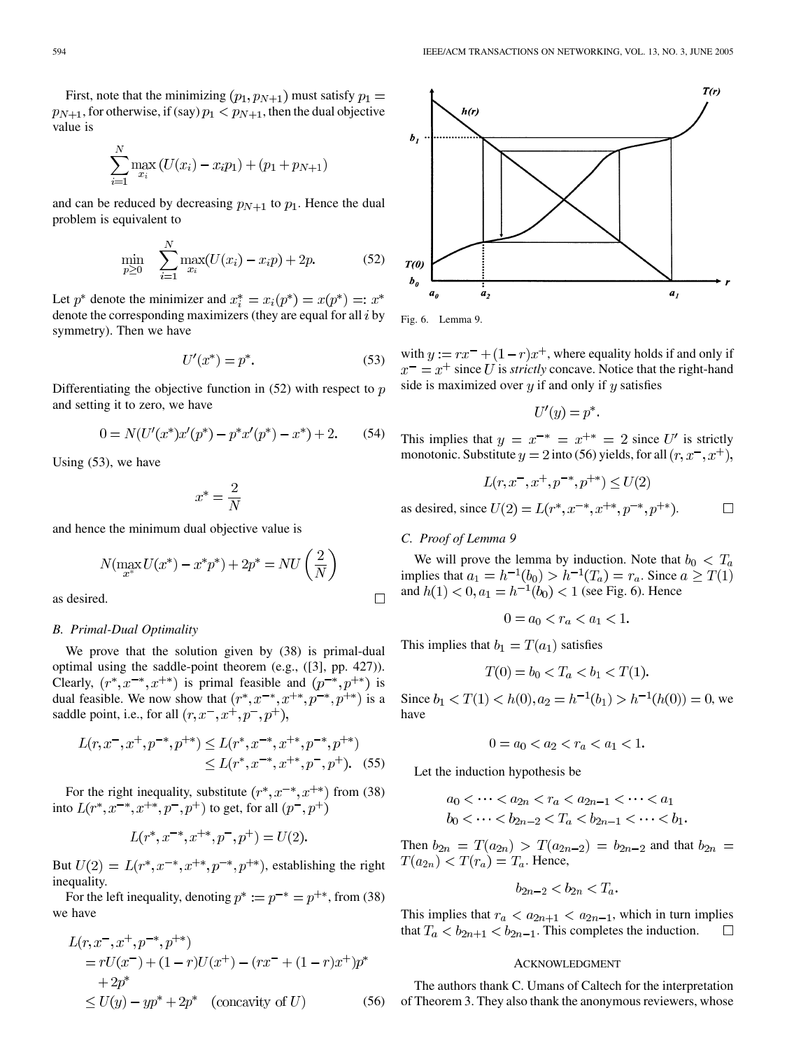First, note that the minimizing $(p_1, p_{N+1})$ must satisfy $p_1 = p_{N+1}$, for otherwise, if (say) $p_1 < p_{N+1}$, then the dual objective value is

$$\sum_{i=1}^{N} \max_{x_i} (U(x_i) - x_i p_1) + (p_1 + p_{N+1})$$

and can be reduced by decreasing $p_{N+1}$ to $p_1$. Hence the dual problem is equivalent to

$$\min_{p \geq 0} \quad \sum_{i=1}^{N} \max_{x_i} (U(x_i) - x_i p) + 2p. \tag{52}$$

Let $p^*$ denote the minimizer and $x_i^* = x_i(p^*) = x(p^*) =: x^*$ denote the corresponding maximizers (they are equal for all $i$ by symmetry). Then we have

$$U'(x^*) = p^*. \tag{53}$$

Differentiating the objective function in (52) with respect to $p$ and setting it to zero, we have

$$0 = N(U'(x^*)x'(p^*) - p^* x'(p^*) - x^*) + 2. \tag{54}$$

Using (53), we have

$$x^* = \frac{2}{N}$$

and hence the minimum dual objective value is

$$N(\max_{x^*} U(x^*) - x^* p^*) + 2p^* = NU\left(\frac{2}{N}\right)$$

as desired. □

### B. Primal-Dual Optimality

We prove that the solution given by (38) is primal-dual optimal using the saddle-point theorem (e.g., ([3], pp. 427)). Clearly, $(r^*, x^{-*}, x^{+*})$ is primal feasible and $(p^{-*}, p^{+*})$ is dual feasible. We now show that $(r^*, x^{-*}, x^{+*}, p^{-*}, p^{+*})$ is a saddle point, i.e., for all $(r, x^-, x^+, p^-, p^+)$,

$$\begin{aligned} L(r, x^-, x^+, p^{-*}, p^{+*}) &\leq L(r^*, x^{-*}, x^{+*}, p^{-*}, p^{+*}) \\ &\leq L(r^*, x^{-*}, x^{+*}, p^-, p^+). \end{aligned} \tag{55}$$

For the right inequality, substitute $(r^*, x^{-*}, x^{+*})$ from (38) into $L(r^*, x^{-*}, x^{+*}, p^-, p^+)$ to get, for all $(p^-, p^+)$

$$L(r^*, x^{-*}, x^{+*}, p^-, p^+) = U(2).$$

But $U(2) = L(r^*, x^{-*}, x^{+*}, p^{-*}, p^{+*})$, establishing the right inequality.

For the left inequality, denoting $p^* := p^{-*} = p^{+*}$, from (38) we have

$$\begin{aligned} &L(r, x^-, x^+, p^{-*}, p^{+*}) \\ &= rU(x^-) + (1-r)U(x^+) - (rx^- + (1-r)x^+)p^* \\ &\quad + 2p^* \\ &\leq U(y) - yp^* + 2p^* \quad \text{(concavity of } U\text{)} \end{aligned} \tag{56}$$

with $y := rx^- + (1-r)x^+$, where equality holds if and only if $x^- = x^+$ since $U$ is *strictly* concave. Notice that the right-hand side is maximized over $y$ if and only if $y$ satisfies

$$U'(y) = p^*.$$

This implies that $y = x^{-*} = x^{+*} = 2$ since $U'$ is strictly monotonic. Substitute $y = 2$ into (56) yields, for all $(r, x^-, x^+)$,

$$L(r, x^-, x^+, p^{-*}, p^{+*}) \leq U(2)$$

as desired, since $U(2) = L(r^*, x^{-*}, x^{+*}, p^{-*}, p^{+*})$. □

T(r)
h(r)
$b_1$
T(0)
$b_0$
$a_0$
$a_2$
$a_1$
r

Fig. 6. Lemma 9.

### C. Proof of Lemma 9

We will prove the lemma by induction. Note that $b_0 < T_a$ implies that $a_1 = h^{-1}(b_0) > h^{-1}(T_a) = r_a$. Since $a \geq T(1)$ and $h(1) < 0$, $a_1 = h^{-1}(b_0) < 1$ (see Fig. 6). Hence

$$0 = a_0 < r_a < a_1 < 1.$$

This implies that $b_1 = T(a_1)$ satisfies

$$T(0) = b_0 < T_a < b_1 < T(1).$$

Since $b_1 < T(1) < h(0)$, $a_2 = h^{-1}(b_1) > h^{-1}(h(0)) = 0$, we have

$$0 = a_0 < a_2 < r_a < a_1 < 1.$$

Let the induction hypothesis be

$$\begin{aligned} a_0 < \cdots < a_{2n} < r_a < a_{2n-1} < \cdots < a_1 \\ b_0 < \cdots < b_{2n-2} < T_a < b_{2n-1} < \cdots < b_1. \end{aligned}$$

Then $b_{2n} = T(a_{2n}) > T(a_{2n-2}) = b_{2n-2}$ and that $b_{2n} = T(a_{2n}) < T(r_a) = T_a$. Hence,

$$b_{2n-2} < b_{2n} < T_a.$$

This implies that $r_a < a_{2n+1} < a_{2n-1}$, which in turn implies that $T_a < b_{2n+1} < b_{2n-1}$. This completes the induction. □

## Acknowledgment

The authors thank C. Umans of Caltech for the interpretation of Theorem 3. They also thank the anonymous reviewers, whose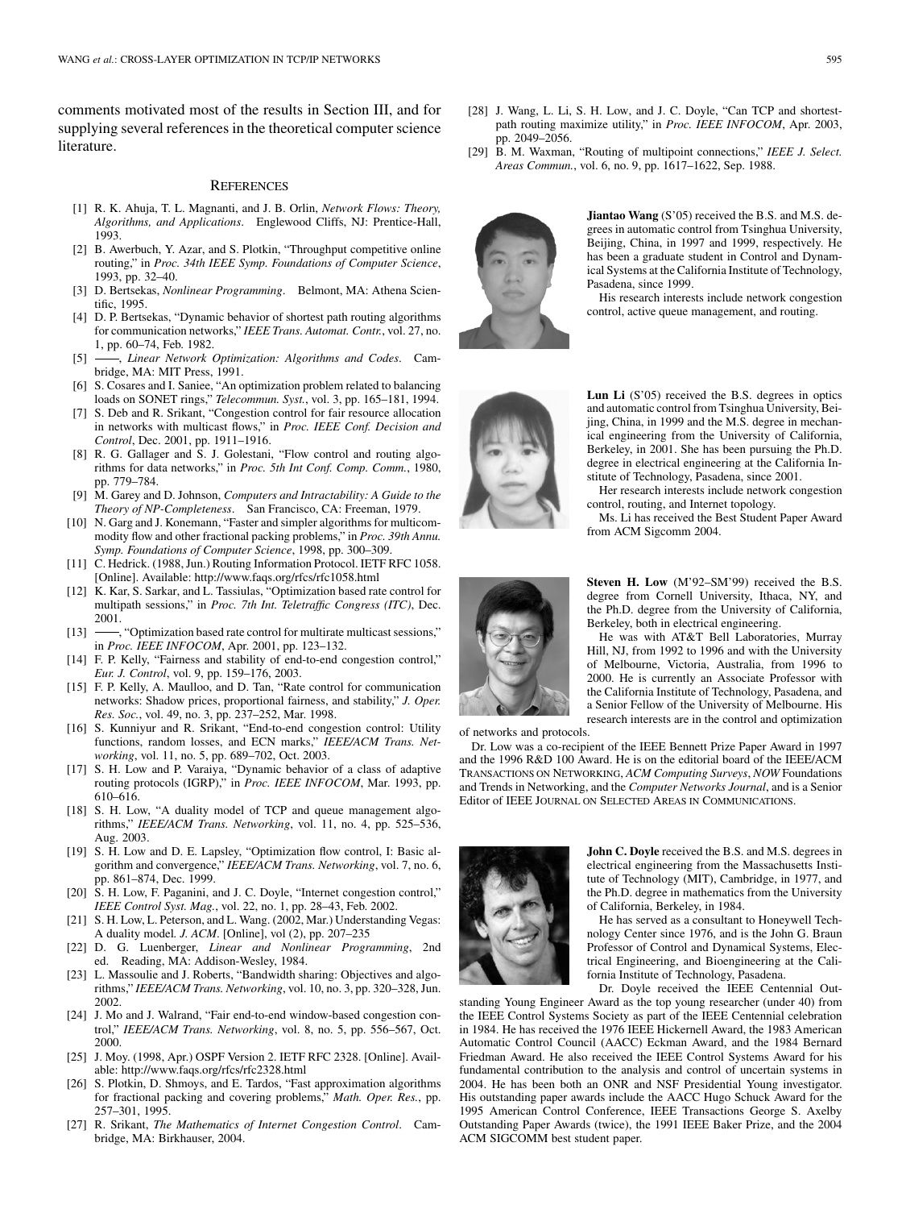comments motivated most of the results in Section III, and for supplying several references in the theoretical computer science literature.

## REFERENCES

[1] R. K. Ahuja, T. L. Magnanti, and J. B. Orlin, *Network Flows: Theory, Algorithms, and Applications*. Englewood Cliffs, NJ: Prentice-Hall, 1993.

[2] B. Awerbuch, Y. Azar, and S. Plotkin, "Throughput competitive online routing," in *Proc. 34th IEEE Symp. Foundations of Computer Science*, 1993, pp. 32–40.

[3] D. Bertsekas, *Nonlinear Programming*. Belmont, MA: Athena Scientific, 1995.

[4] D. P. Bertsekas, "Dynamic behavior of shortest path routing algorithms for communication networks," *IEEE Trans. Automat. Contr.*, vol. 27, no. 1, pp. 60–74, Feb. 1982.

[5] ——, *Linear Network Optimization: Algorithms and Codes*. Cambridge, MA: MIT Press, 1991.

[6] S. Cosares and I. Saniee, "An optimization problem related to balancing loads on SONET rings," *Telecommun. Syst.*, vol. 3, pp. 165–181, 1994.

[7] S. Deb and R. Srikant, "Congestion control for fair resource allocation in networks with multicast flows," in *Proc. IEEE Conf. Decision and Control*, Dec. 2001, pp. 1911–1916.

[8] R. G. Gallager and S. J. Golestani, "Flow control and routing algorithms for data networks," in *Proc. 5th Int Conf. Comp. Comm.*, 1980, pp. 779–784.

[9] M. Garey and D. Johnson, *Computers and Intractability: A Guide to the Theory of NP-Completeness*. San Francisco, CA: Freeman, 1979.

[10] N. Garg and J. Konemann, "Faster and simpler algorithms for multicommodity flow and other fractional packing problems," in *Proc. 39th Annu. Symp. Foundations of Computer Science*, 1998, pp. 300–309.

[11] C. Hedrick. (1988, Jun.) Routing Information Protocol. IETF RFC 1058. [Online]. Available: http://www.faqs.org/rfcs/rfc1058.html

[12] K. Kar, S. Sarkar, and L. Tassiulas, "Optimization based rate control for multipath sessions," in *Proc. 7th Int. Teletraffic Congress (ITC)*, Dec. 2001.

[13] ——, "Optimization based rate control for multirate multicast sessions," in *Proc. IEEE INFOCOM*, Apr. 2001, pp. 123–132.

[14] F. P. Kelly, "Fairness and stability of end-to-end congestion control," *Eur. J. Control*, vol. 9, pp. 159–176, 2003.

[15] F. P. Kelly, A. Maulloo, and D. Tan, "Rate control for communication networks: Shadow prices, proportional fairness, and stability," *J. Oper. Res. Soc.*, vol. 49, no. 3, pp. 237–252, Mar. 1998.

[16] S. Kunniyur and R. Srikant, "End-to-end congestion control: Utility functions, random losses, and ECN marks," *IEEE/ACM Trans. Networking*, vol. 11, no. 5, pp. 689–702, Oct. 2003.

[17] S. H. Low and P. Varaiya, "Dynamic behavior of a class of adaptive routing protocols (IGRP)," in *Proc. IEEE INFOCOM*, Mar. 1993, pp. 610–616.

[18] S. H. Low, "A duality model of TCP and queue management algorithms," *IEEE/ACM Trans. Networking*, vol. 11, no. 4, pp. 525–536, Aug. 2003.

[19] S. H. Low and D. E. Lapsley, "Optimization flow control, I: Basic algorithm and convergence," *IEEE/ACM Trans. Networking*, vol. 7, no. 6, pp. 861–874, Dec. 1999.

[20] S. H. Low, F. Paganini, and J. C. Doyle, "Internet congestion control," *IEEE Control Syst. Mag.*, vol. 22, no. 1, pp. 28–43, Feb. 2002.

[21] S. H. Low, L. Peterson, and L. Wang. (2002, Mar.) Understanding Vegas: A duality model. *J. ACM*. [Online], vol (2), pp. 207–235

[22] D. G. Luenberger, *Linear and Nonlinear Programming*, 2nd ed. Reading, MA: Addison-Wesley, 1984.

[23] L. Massoulie and J. Roberts, "Bandwidth sharing: Objectives and algorithms," *IEEE/ACM Trans. Networking*, vol. 10, no. 3, pp. 320–328, Jun. 2002.

[24] J. Mo and J. Walrand, "Fair end-to-end window-based congestion control," *IEEE/ACM Trans. Networking*, vol. 8, no. 5, pp. 556–567, Oct. 2000.

[25] J. Moy. (1998, Apr.) OSPF Version 2. IETF RFC 2328. [Online]. Available: http://www.faqs.org/rfcs/rfc2328.html

[26] S. Plotkin, D. Shmoys, and E. Tardos, "Fast approximation algorithms for fractional packing and covering problems," *Math. Oper. Res.*, pp. 257–301, 1995.

[27] R. Srikant, *The Mathematics of Internet Congestion Control*. Cambridge, MA: Birkhauser, 2004.

[28] J. Wang, L. Li, S. H. Low, and J. C. Doyle, "Can TCP and shortest-path routing maximize utility," in *Proc. IEEE INFOCOM*, Apr. 2003, pp. 2049–2056.

[29] B. M. Waxman, "Routing of multipoint connections," *IEEE J. Select. Areas Commun.*, vol. 6, no. 9, pp. 1617–1622, Sep. 1988.

**Jiantao Wang** (S'05) received the B.S. and M.S. degrees in automatic control from Tsinghua University, Beijing, China, in 1997 and 1999, respectively. He has been a graduate student in Control and Dynamical Systems at the California Institute of Technology, Pasadena, since 1999.

His research interests include network congestion control, active queue management, and routing.

**Lun Li** (S'05) received the B.S. degrees in optics and automatic control from Tsinghua University, Beijing, China, in 1999 and the M.S. degree in mechanical engineering from the University of California, Berkeley, in 2001. She has been pursuing the Ph.D. degree in electrical engineering at the California Institute of Technology, Pasadena, since 2001.

Her research interests include network congestion control, routing, and Internet topology.

Ms. Li has received the Best Student Paper Award from ACM Sigcomm 2004.

**Steven H. Low** (M'92–SM'99) received the B.S. degree from Cornell University, Ithaca, NY, and the Ph.D. degree from the University of California, Berkeley, both in electrical engineering.

He was with AT&T Bell Laboratories, Murray Hill, NJ, from 1992 to 1996 and with the University of Melbourne, Victoria, Australia, from 1996 to 2000. He is currently an Associate Professor with the California Institute of Technology, Pasadena, and a Senior Fellow of the University of Melbourne. His research interests are in the control and optimization of networks and protocols.

Dr. Low was a co-recipient of the IEEE Bennett Prize Paper Award in 1997 and the 1996 R&D 100 Award. He is on the editorial board of the IEEE/ACM TRANSACTIONS ON NETWORKING, *ACM Computing Surveys*, *NOW* Foundations and Trends in Networking, and the *Computer Networks Journal*, and is a Senior Editor of IEEE JOURNAL ON SELECTED AREAS IN COMMUNICATIONS.

**John C. Doyle** received the B.S. and M.S. degrees in electrical engineering from the Massachusetts Institute of Technology (MIT), Cambridge, in 1977, and the Ph.D. degree in mathematics from the University of California, Berkeley, in 1984.

He has served as a consultant to Honeywell Technology Center since 1976, and is the John G. Braun Professor of Control and Dynamical Systems, Electrical Engineering, and Bioengineering at the California Institute of Technology, Pasadena.

Dr. Doyle received the IEEE Centennial Outstanding Young Engineer Award as the top young researcher (under 40) from the IEEE Control Systems Society as part of the IEEE Centennial celebration in 1984. He has received the 1976 IEEE Hickernell Award, the 1983 American Automatic Control Council (AACC) Eckman Award, and the 1984 Bernard Friedman Award. He also received the IEEE Control Systems Award for his fundamental contribution to the analysis and control of uncertain systems in 2004. He has been both an ONR and NSF Presidential Young investigator. His outstanding paper awards include the AACC Hugo Schuck Award for the 1995 American Control Conference, IEEE Transactions George S. Axelby Outstanding Paper Awards (twice), the 1991 IEEE Baker Prize, and the 2004 ACM SIGCOMM best student paper.